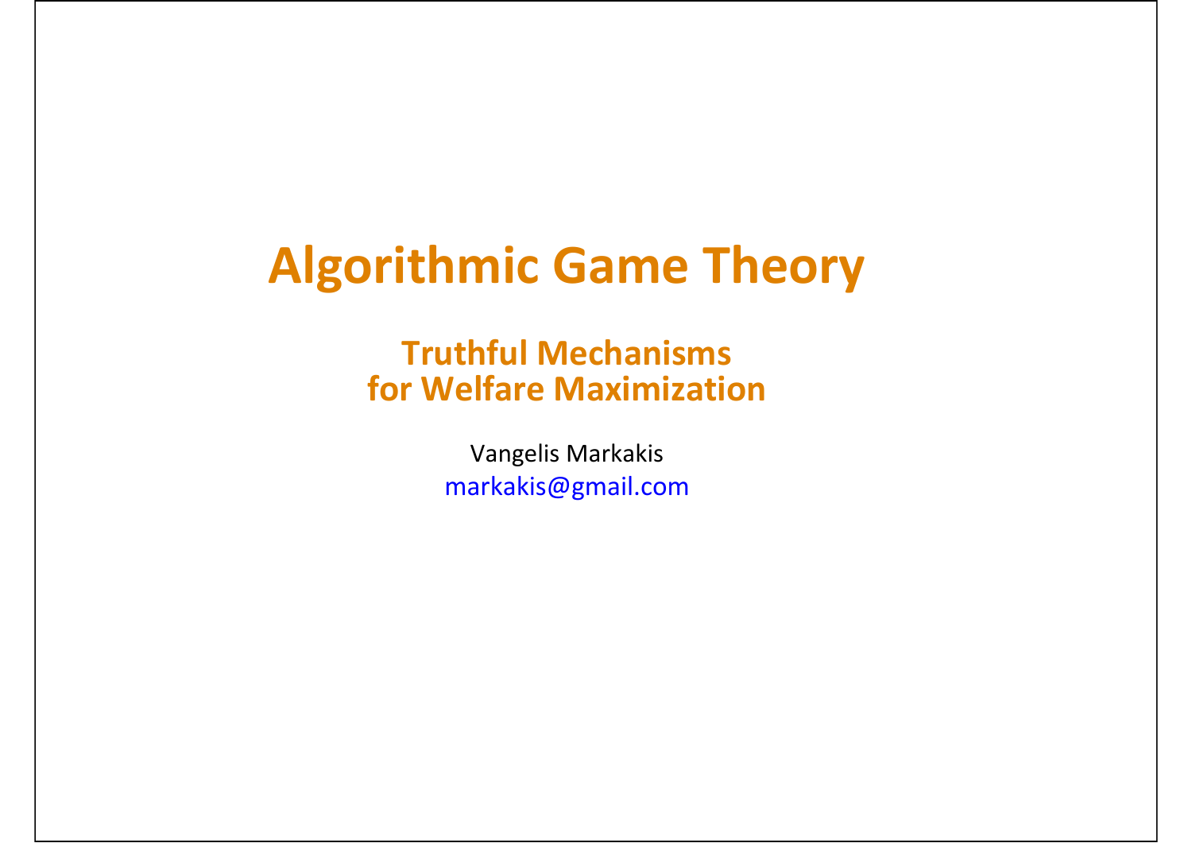# Algorithmic Game Theory

## Truthful Mechanisms for Welfare Maximization

Vangelis Markakis

markakis@gmail.com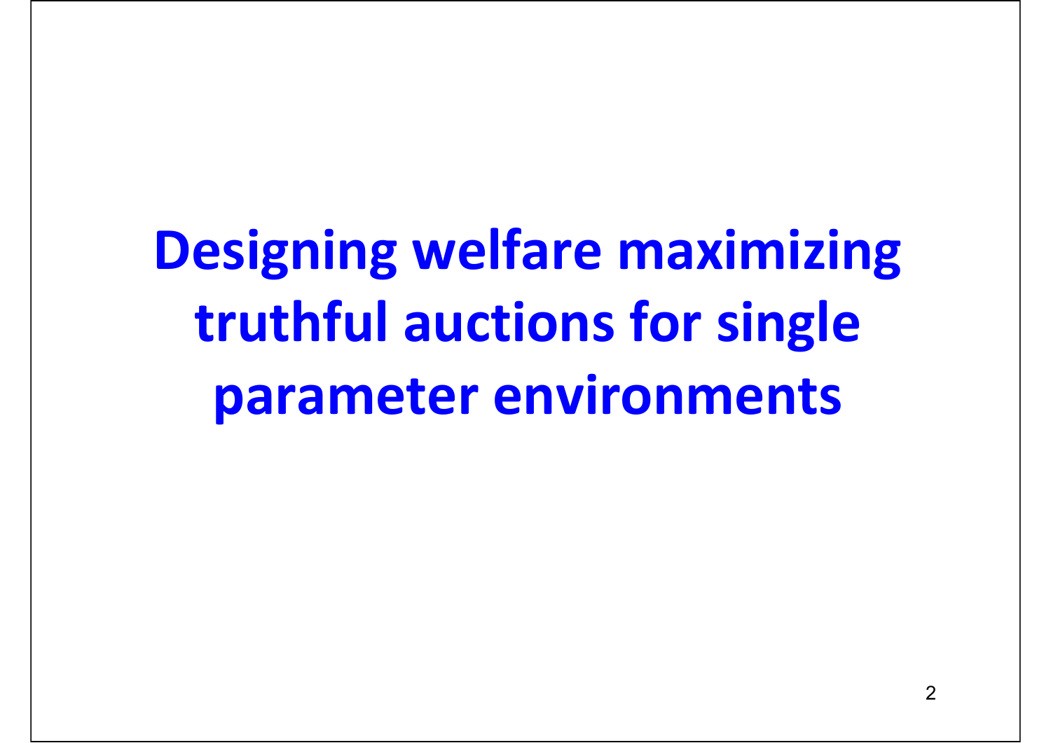# Designing welfare maximizing truthful auctions for single parameter environments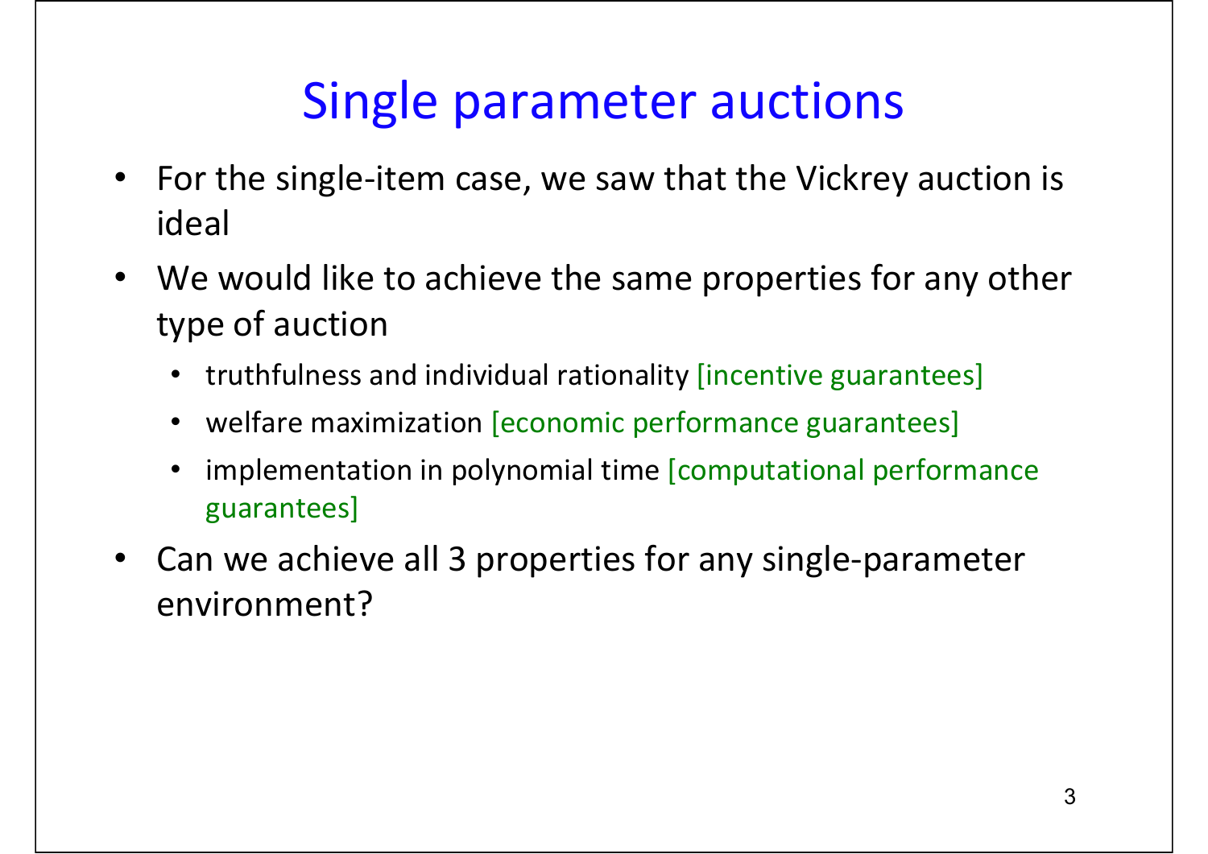# Single parameter auctions

- For the single-item case, we saw that the Vickrey auction is ideal
- We would like to achieve the same properties for any other type of auction
  - truthfulness and individual rationality [incentive guarantees]
  - welfare maximization [economic performance guarantees]
  - implementation in polynomial time [computational performance guarantees]
- Can we achieve all 3 properties for any single-parameter environment?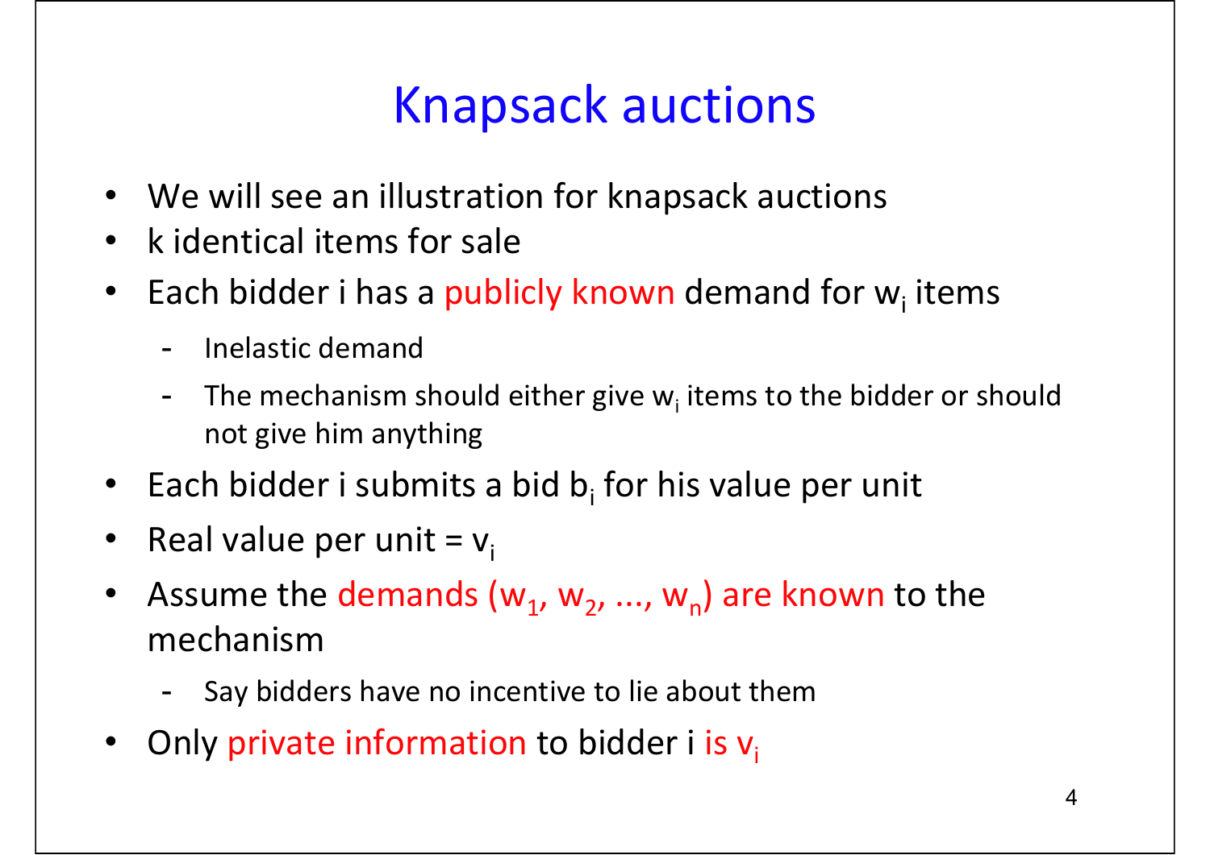# Knapsack auctions

- We will see an illustration for knapsack auctions
- k identical items for sale
- Each bidder i has a publicly known demand for $w_i$ items
  - Inelastic demand
  - The mechanism should either give $w_i$ items to the bidder or should not give him anything
- Each bidder i submits a bid $b_i$ for his value per unit
- Real value per unit = $v_i$
- Assume the demands ($w_1$, $w_2$, ..., $w_n$) are known to the mechanism
  - Say bidders have no incentive to lie about them
- Only private information to bidder i is $v_i$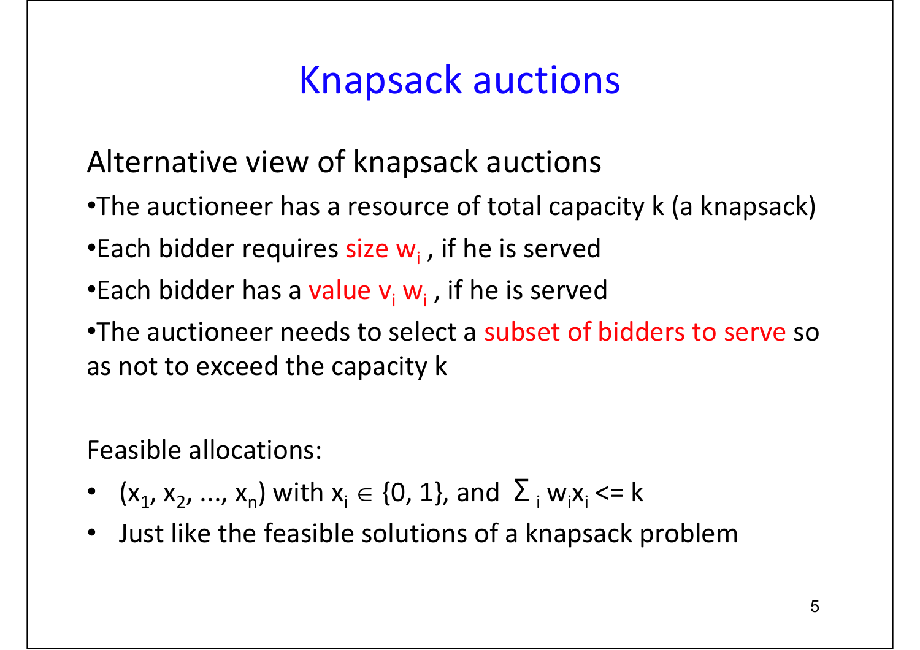# Knapsack auctions

Alternative view of knapsack auctions

- The auctioneer has a resource of total capacity k (a knapsack)
- Each bidder requires size $w_i$ , if he is served
- Each bidder has a value $v_i$ $w_i$ , if he is served
- The auctioneer needs to select a subset of bidders to serve so as not to exceed the capacity k

Feasible allocations:

- $(x_1, x_2, ..., x_n)$ with $x_i \in \{0, 1\}$, and $\sum_i w_i x_i <= k$
- Just like the feasible solutions of a knapsack problem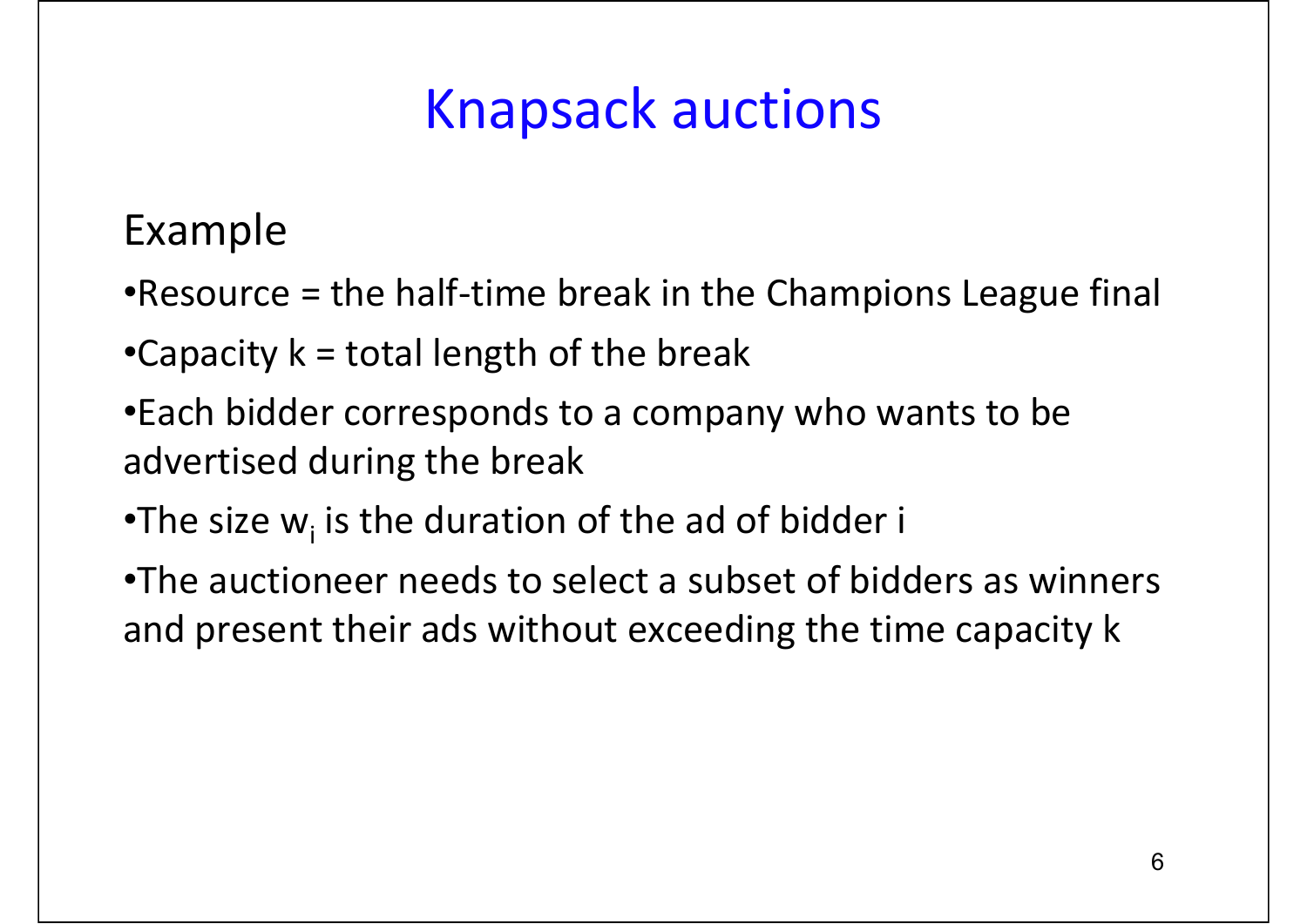# Knapsack auctions

## Example

- Resource = the half-time break in the Champions League final
- Capacity k = total length of the break
- Each bidder corresponds to a company who wants to be advertised during the break
- The size $w_i$ is the duration of the ad of bidder i
- The auctioneer needs to select a subset of bidders as winners and present their ads without exceeding the time capacity k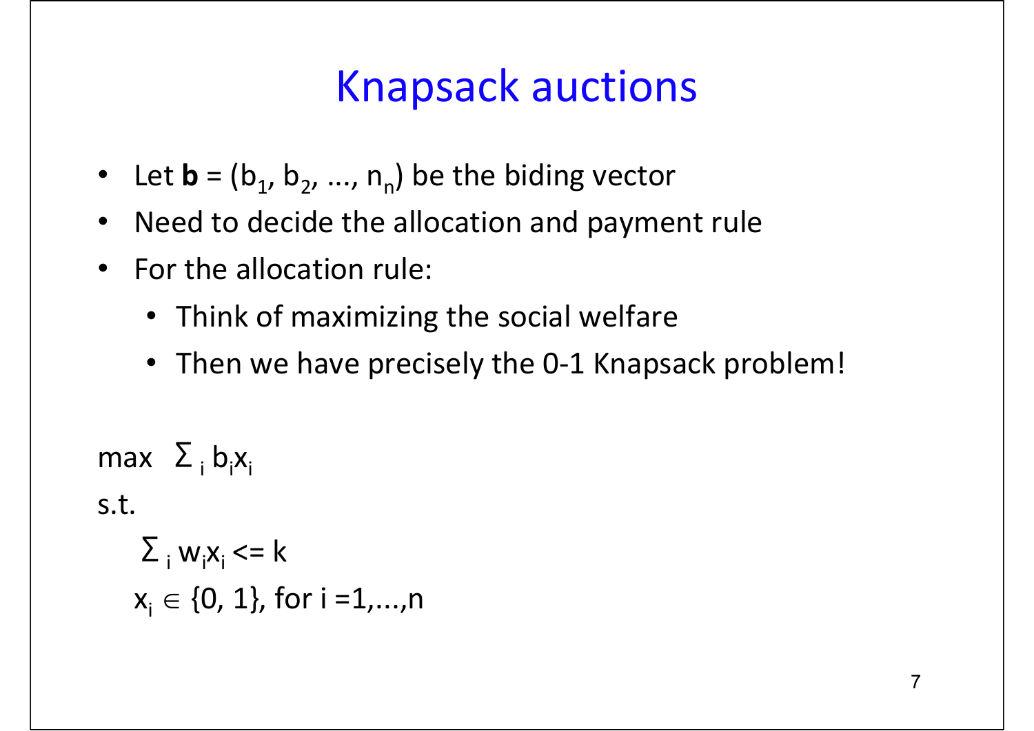# Knapsack auctions

- Let **b** = ($b_1$, $b_2$, ..., $n_n$) be the biding vector
- Need to decide the allocation and payment rule
- For the allocation rule:
  - Think of maximizing the social welfare
  - Then we have precisely the 0-1 Knapsack problem!

$$\max \ \sum_i b_i x_i$$

s.t.

$$\sum_i w_i x_i <= k$$

$$x_i \in \{0, 1\}, \text{ for } i = 1, \ldots, n$$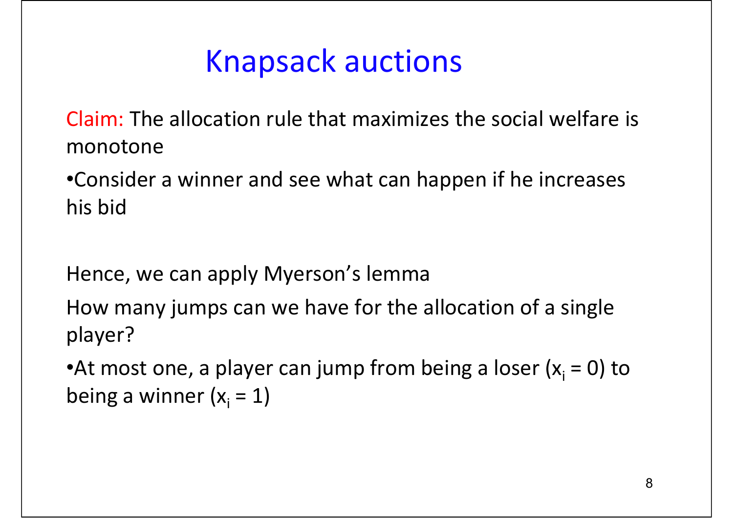# Knapsack auctions

Claim: The allocation rule that maximizes the social welfare is monotone

- Consider a winner and see what can happen if he increases his bid

Hence, we can apply Myerson's lemma

How many jumps can we have for the allocation of a single player?

- At most one, a player can jump from being a loser ($x_i = 0$) to being a winner ($x_i = 1$)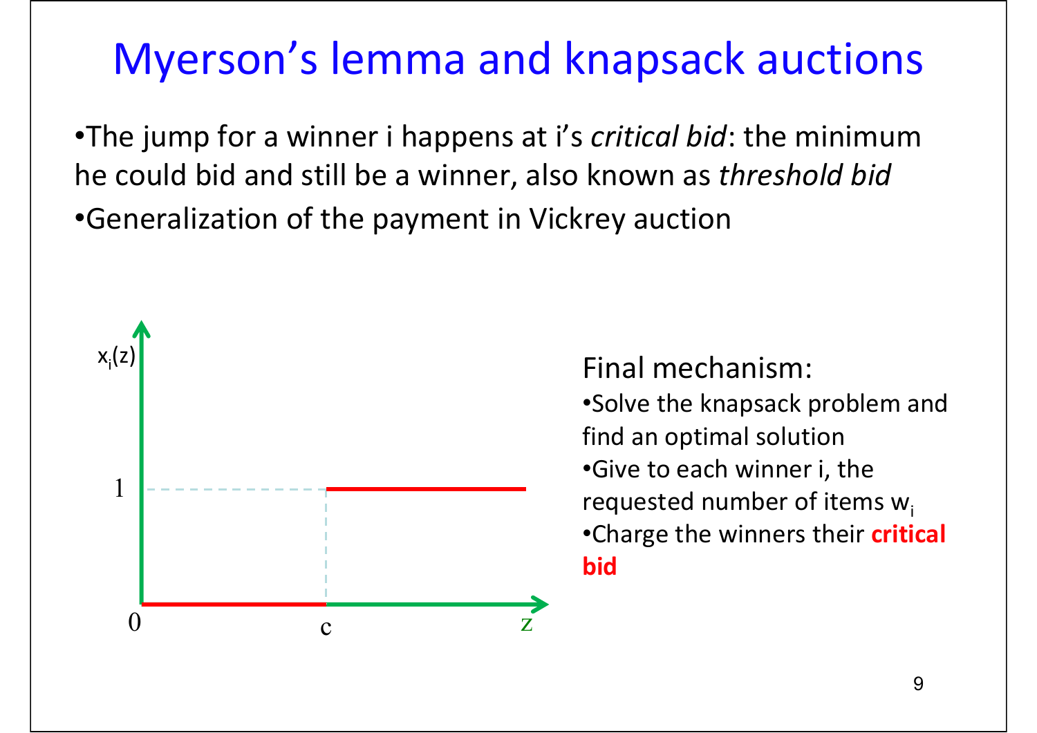# Myerson's lemma and knapsack auctions

- The jump for a winner i happens at i's *critical bid*: the minimum he could bid and still be a winner, also known as *threshold bid*
- Generalization of the payment in Vickrey auction

Final mechanism:

- Solve the knapsack problem and find an optimal solution
- Give to each winner i, the requested number of items $w_i$
- Charge the winners their **critical bid**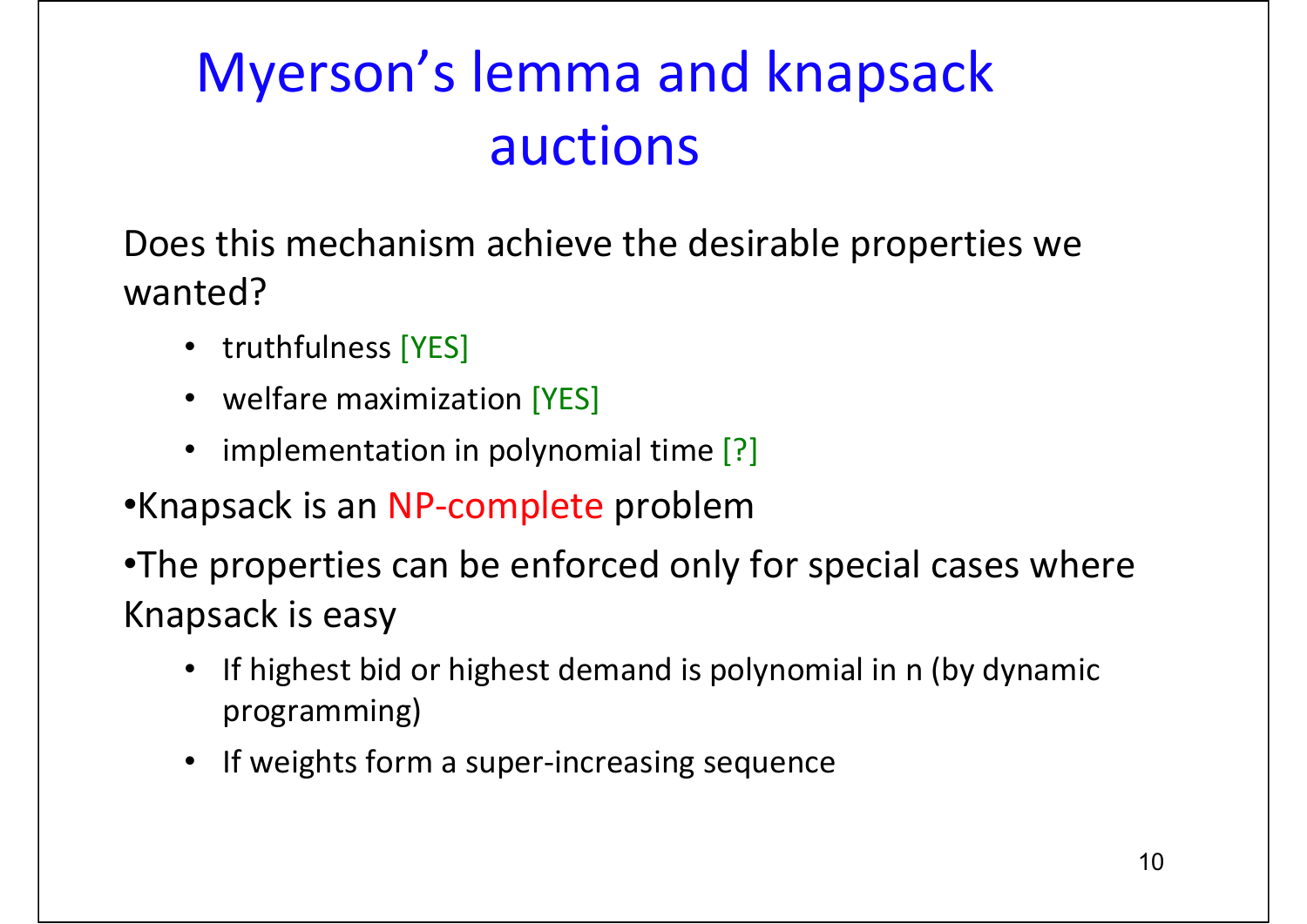# Myerson's lemma and knapsack auctions

Does this mechanism achieve the desirable properties we wanted?

- truthfulness [YES]
- welfare maximization [YES]
- implementation in polynomial time [?]

- Knapsack is an NP-complete problem
- The properties can be enforced only for special cases where Knapsack is easy
  - If highest bid or highest demand is polynomial in n (by dynamic programming)
  - If weights form a super-increasing sequence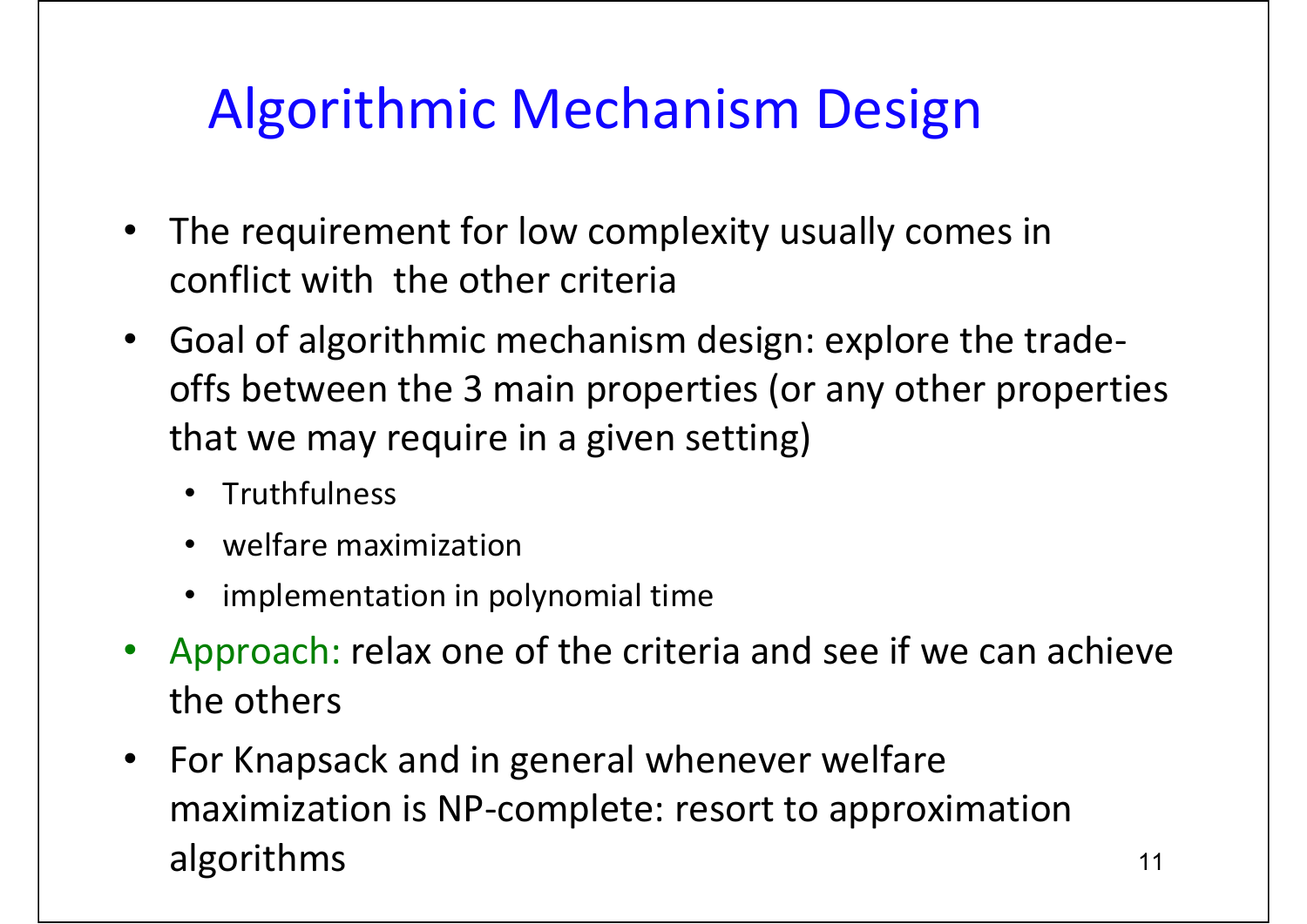# Algorithmic Mechanism Design

- The requirement for low complexity usually comes in conflict with the other criteria
- Goal of algorithmic mechanism design: explore the trade-offs between the 3 main properties (or any other properties that we may require in a given setting)
  - Truthfulness
  - welfare maximization
  - implementation in polynomial time
- Approach: relax one of the criteria and see if we can achieve the others
- For Knapsack and in general whenever welfare maximization is NP-complete: resort to approximation algorithms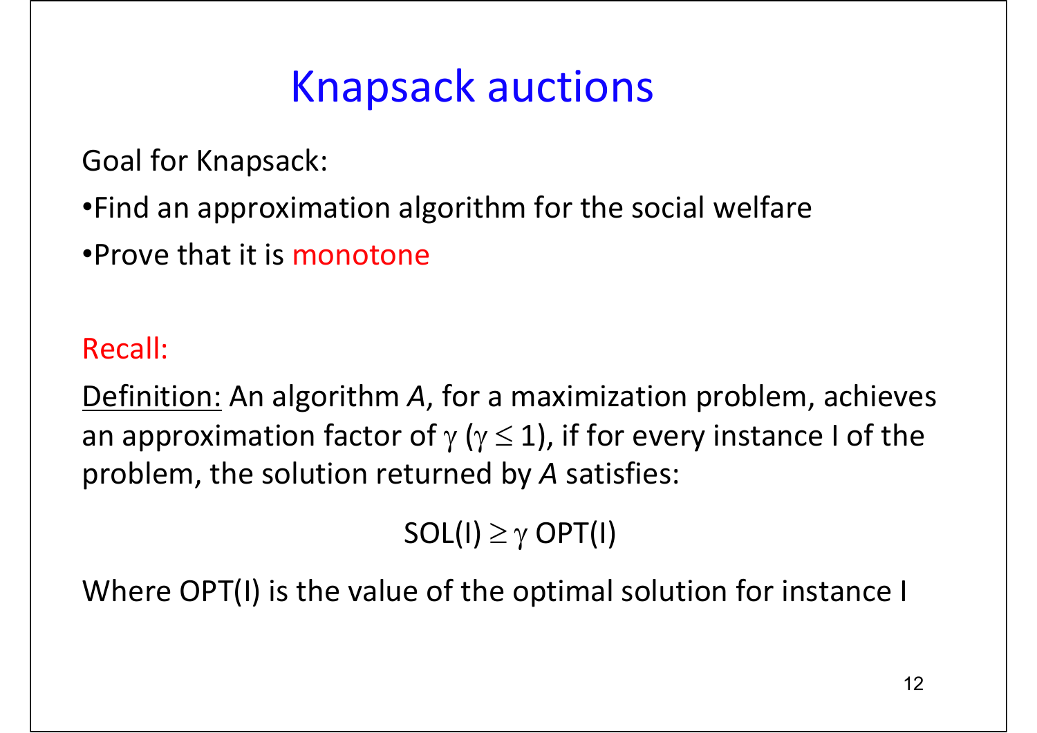# Knapsack auctions

Goal for Knapsack:

- Find an approximation algorithm for the social welfare
- Prove that it is monotone

Recall:

Definition: An algorithm *A*, for a maximization problem, achieves an approximation factor of $\gamma$ ($\gamma \leq 1$), if for every instance I of the problem, the solution returned by *A* satisfies:

$$\text{SOL(I)} \geq \gamma \text{ OPT(I)}$$

Where OPT(I) is the value of the optimal solution for instance I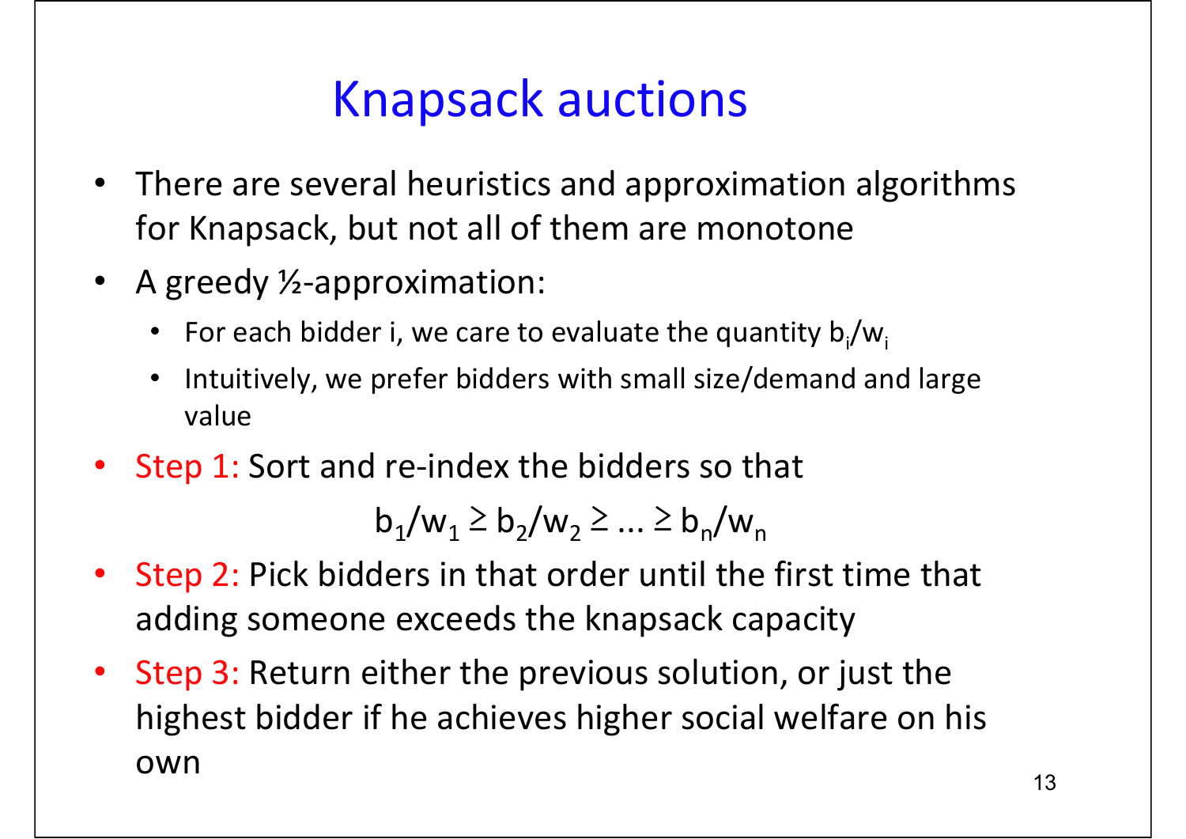# Knapsack auctions

- There are several heuristics and approximation algorithms for Knapsack, but not all of them are monotone
- A greedy ½-approximation:
  - For each bidder i, we care to evaluate the quantity $b_i/w_i$
  - Intuitively, we prefer bidders with small size/demand and large value
- Step 1: Sort and re-index the bidders so that

$$b_1/w_1 \geq b_2/w_2 \geq \ldots \geq b_n/w_n$$

- Step 2: Pick bidders in that order until the first time that adding someone exceeds the knapsack capacity
- Step 3: Return either the previous solution, or just the highest bidder if he achieves higher social welfare on his own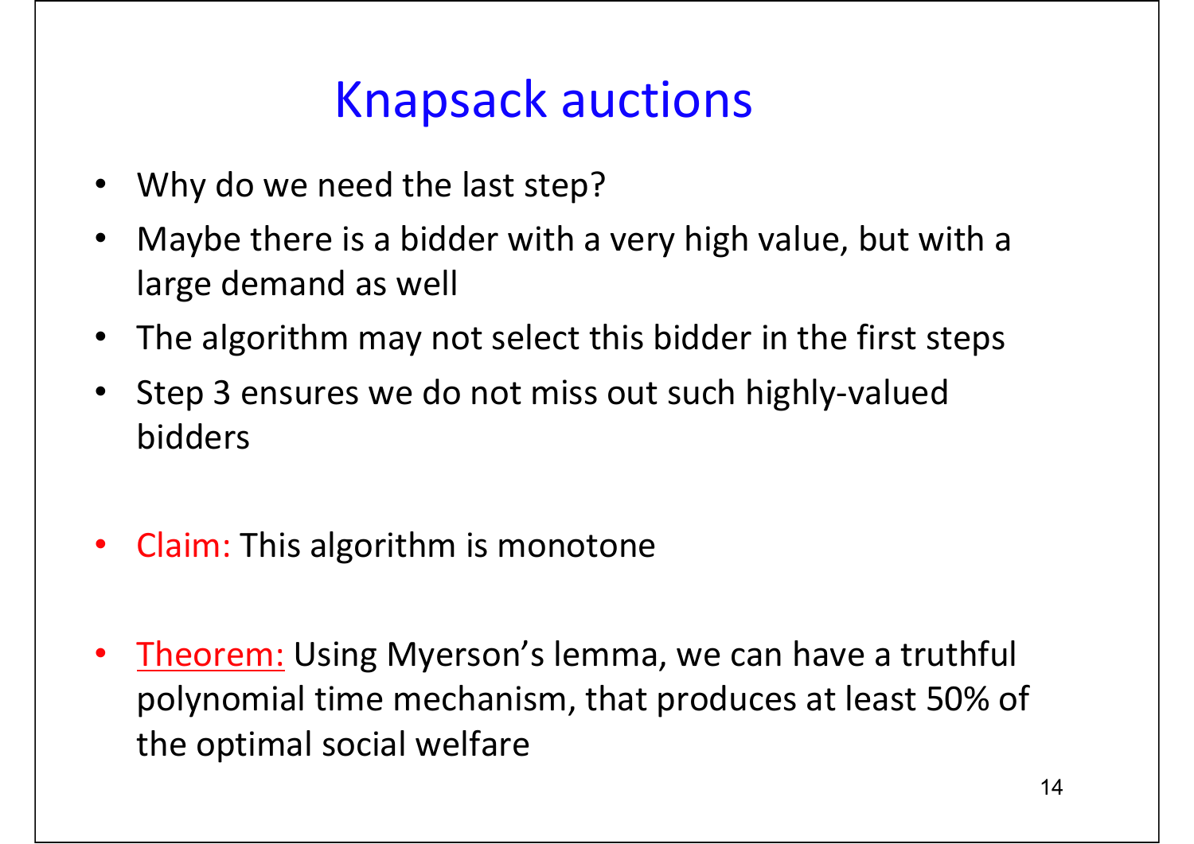# Knapsack auctions

- Why do we need the last step?
- Maybe there is a bidder with a very high value, but with a large demand as well
- The algorithm may not select this bidder in the first steps
- Step 3 ensures we do not miss out such highly-valued bidders

- Claim: This algorithm is monotone

- Theorem: Using Myerson's lemma, we can have a truthful polynomial time mechanism, that produces at least 50% of the optimal social welfare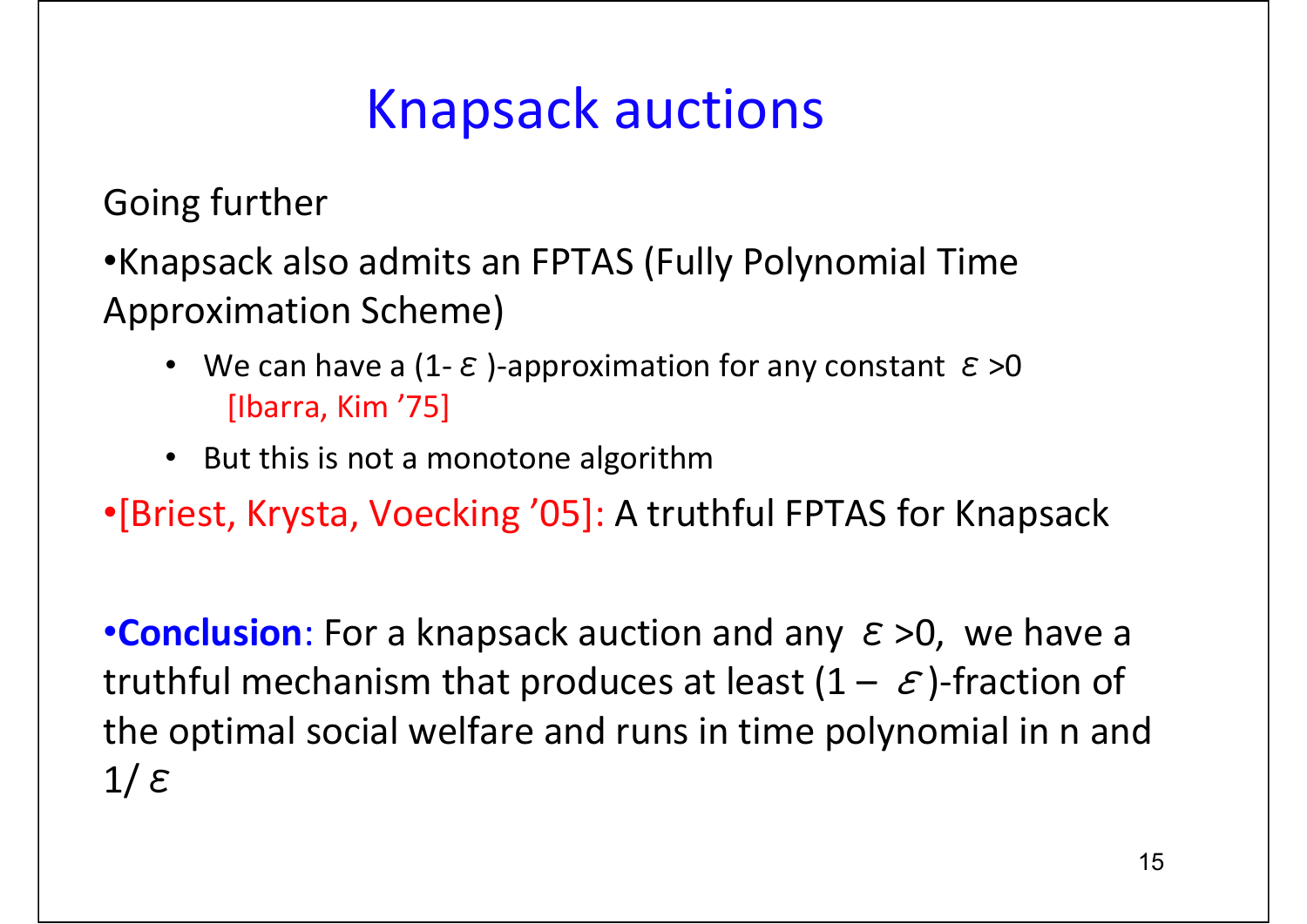# Knapsack auctions

Going further

- Knapsack also admits an FPTAS (Fully Polynomial Time Approximation Scheme)
  - We can have a $(1-\varepsilon)$-approximation for any constant $\varepsilon>0$ [Ibarra, Kim '75]
  - But this is not a monotone algorithm
- [Briest, Krysta, Voecking '05]: A truthful FPTAS for Knapsack

- **Conclusion**: For a knapsack auction and any $\varepsilon>0$, we have a truthful mechanism that produces at least $(1-\varepsilon)$-fraction of the optimal social welfare and runs in time polynomial in n and $1/\varepsilon$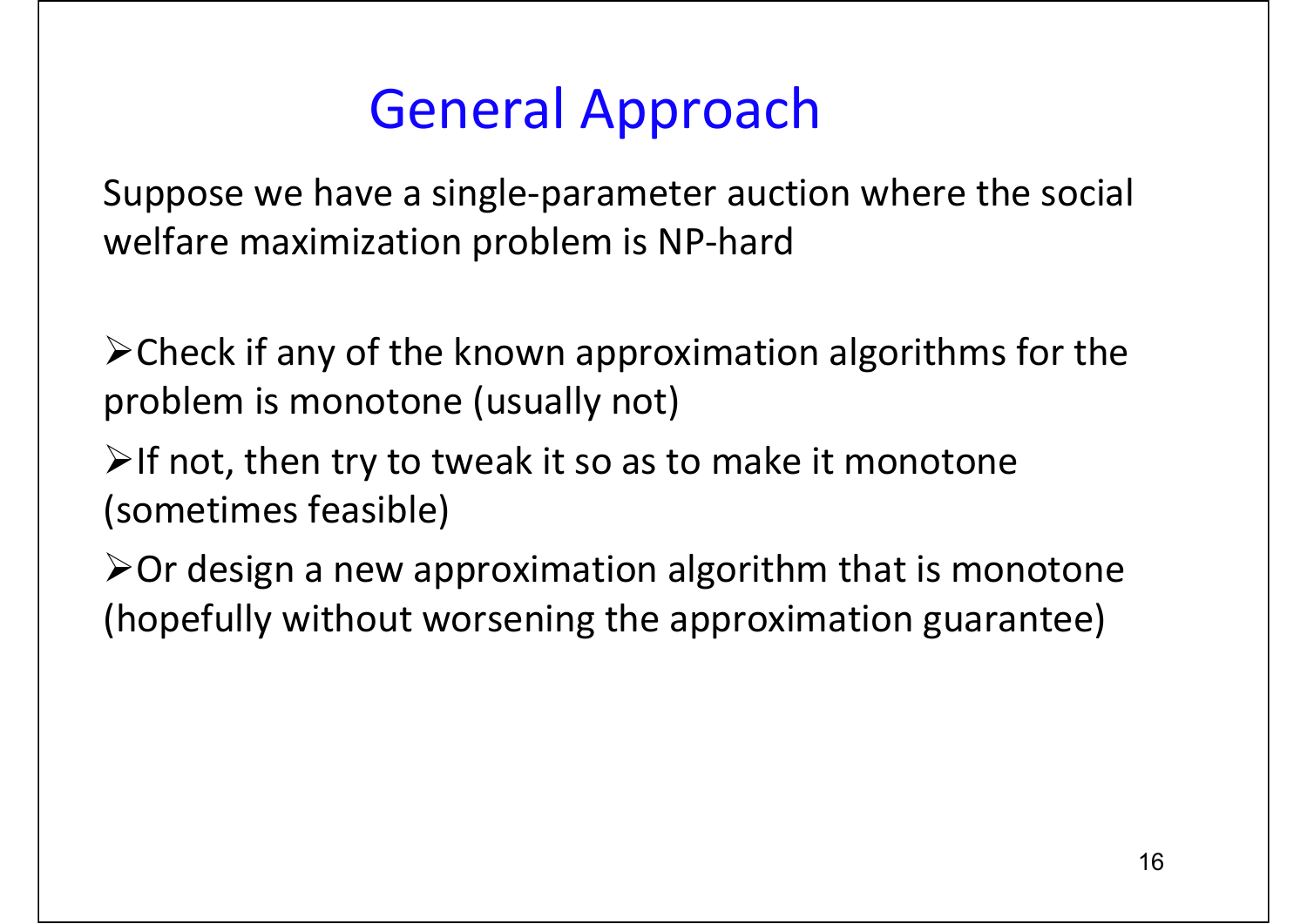# General Approach

Suppose we have a single-parameter auction where the social welfare maximization problem is NP-hard

- Check if any of the known approximation algorithms for the problem is monotone (usually not)
- If not, then try to tweak it so as to make it monotone (sometimes feasible)
- Or design a new approximation algorithm that is monotone (hopefully without worsening the approximation guarantee)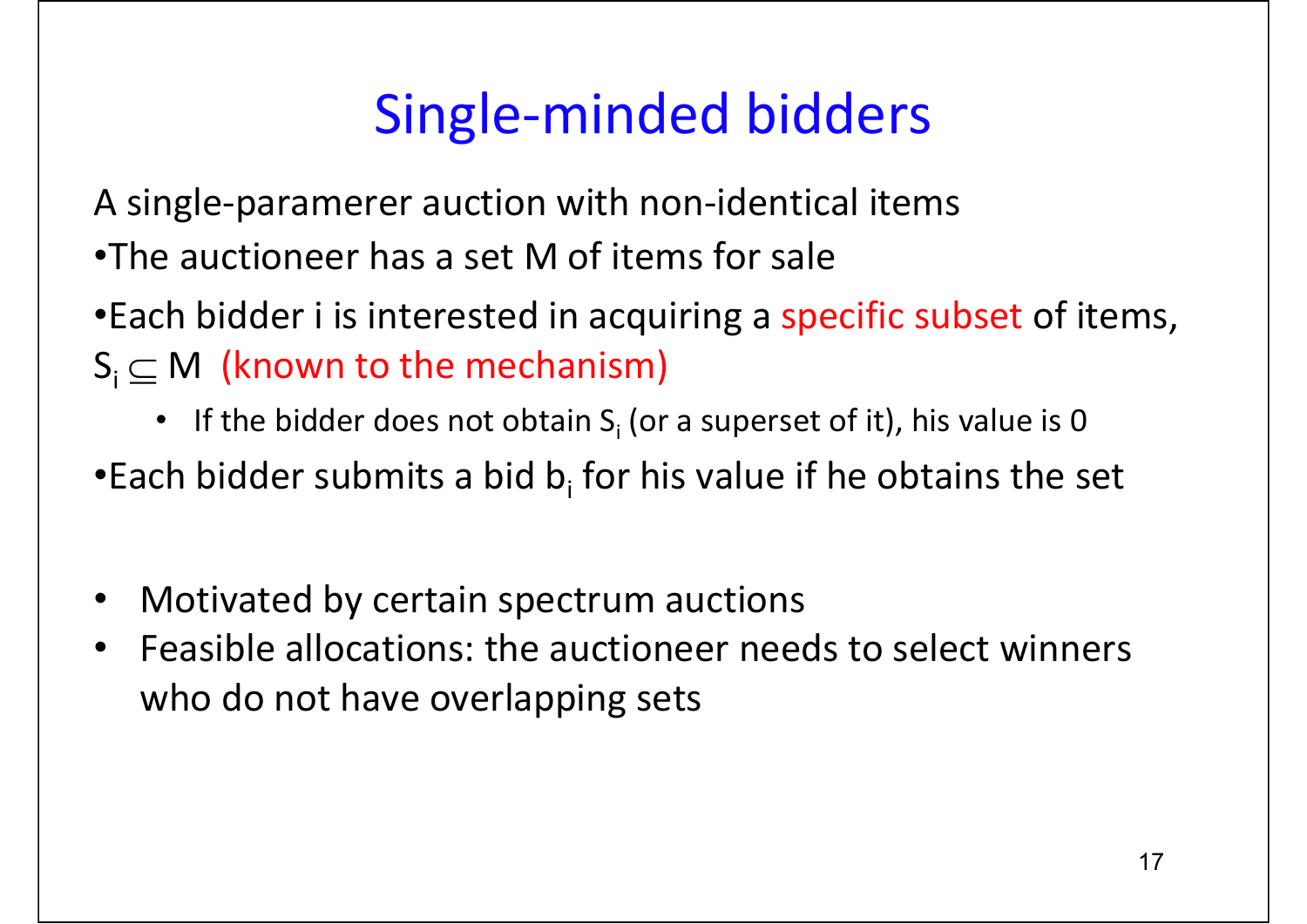# Single-minded bidders

A single-paramerer auction with non-identical items

- The auctioneer has a set M of items for sale
- Each bidder i is interested in acquiring a specific subset of items, $S_i \subseteq M$ (known to the mechanism)
  - If the bidder does not obtain $S_i$ (or a superset of it), his value is 0
- Each bidder submits a bid $b_i$ for his value if he obtains the set

- Motivated by certain spectrum auctions
- Feasible allocations: the auctioneer needs to select winners who do not have overlapping sets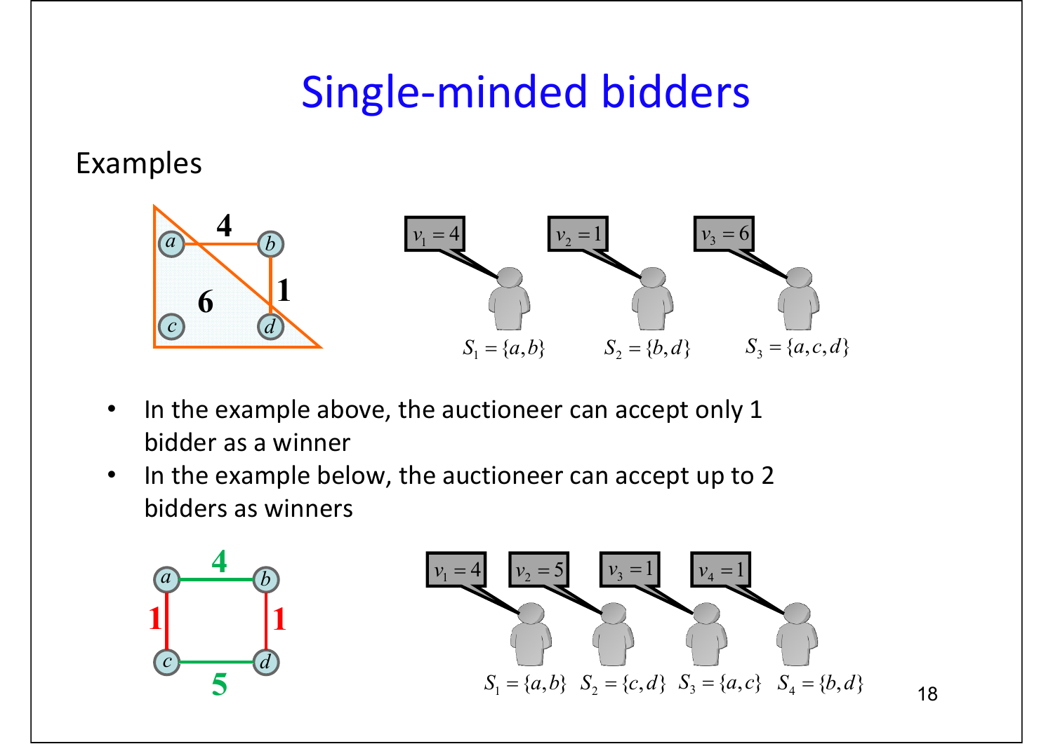# Single-minded bidders

Examples

$v_1 = 4$ $v_2 = 1$ $v_3 = 6$

$S_1 = \{a, b\}$ $S_2 = \{b, d\}$ $S_3 = \{a, c, d\}$

- In the example above, the auctioneer can accept only 1 bidder as a winner
- In the example below, the auctioneer can accept up to 2 bidders as winners

$v_1 = 4$ $v_2 = 5$ $v_3 = 1$ $v_4 = 1$

$S_1 = \{a, b\}$ $S_2 = \{c, d\}$ $S_3 = \{a, c\}$ $S_4 = \{b, d\}$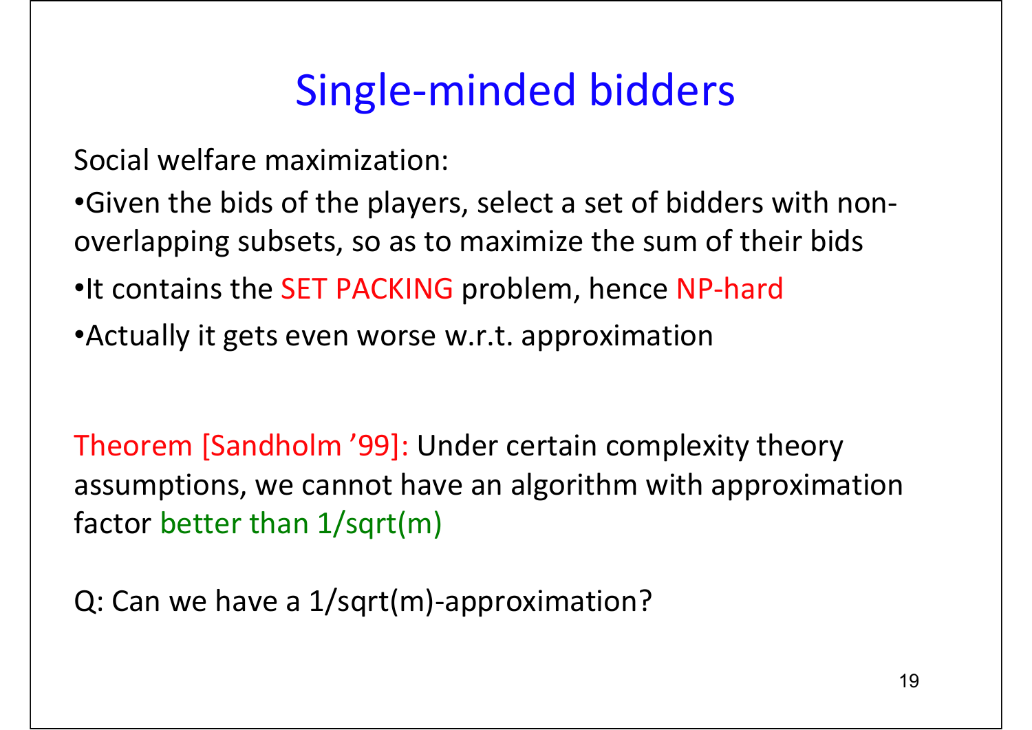# Single-minded bidders

Social welfare maximization:

- Given the bids of the players, select a set of bidders with non-overlapping subsets, so as to maximize the sum of their bids
- It contains the SET PACKING problem, hence NP-hard
- Actually it gets even worse w.r.t. approximation

Theorem [Sandholm '99]: Under certain complexity theory assumptions, we cannot have an algorithm with approximation factor better than 1/sqrt(m)

Q: Can we have a 1/sqrt(m)-approximation?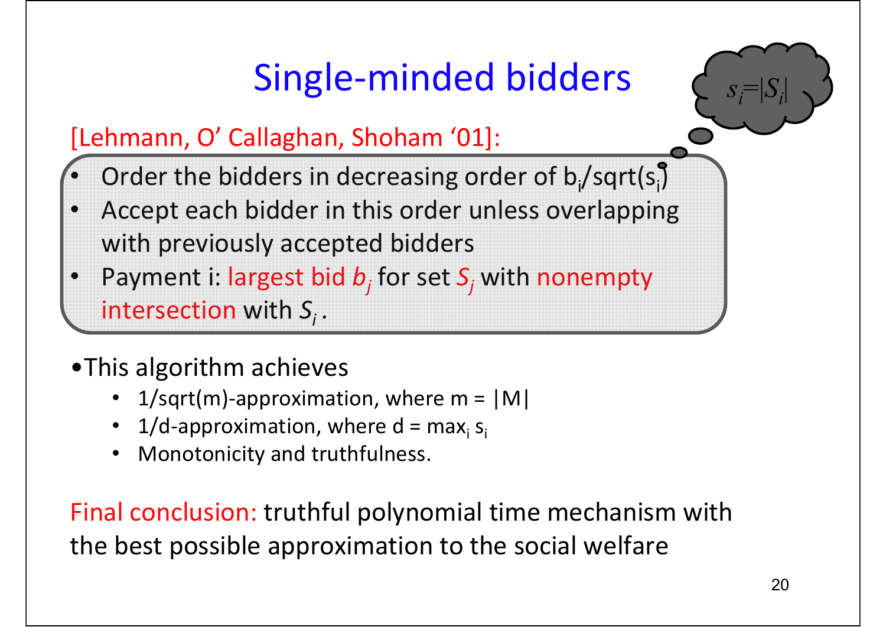# Single-minded bidders

$s_i = |S_i|$

[Lehmann, O' Callaghan, Shoham '01]:

- Order the bidders in decreasing order of $b_i/\text{sqrt}(s_i)$
- Accept each bidder in this order unless overlapping with previously accepted bidders
- Payment i: largest bid $b_j$ for set $S_j$ with nonempty intersection with $S_i$ .

- This algorithm achieves
  - 1/sqrt(m)-approximation, where m = |M|
  - 1/d-approximation, where $d = \max_i s_i$
  - Monotonicity and truthfulness.

Final conclusion: truthful polynomial time mechanism with the best possible approximation to the social welfare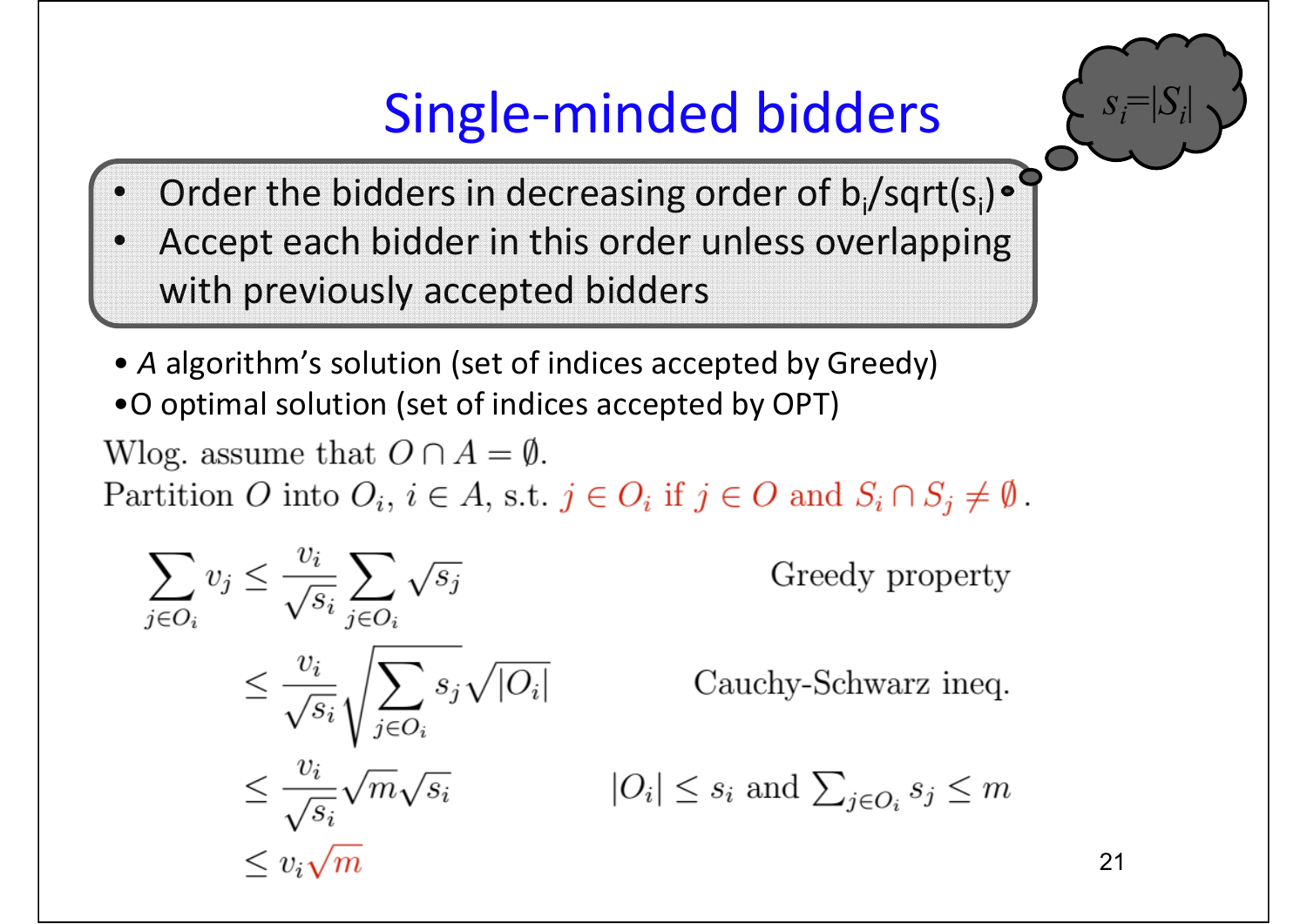# Single-minded bidders

$s_i = |S_i|$

- Order the bidders in decreasing order of $b_i/\text{sqrt}(s_i)$
- Accept each bidder in this order unless overlapping with previously accepted bidders

- *A* algorithm's solution (set of indices accepted by Greedy)
- O optimal solution (set of indices accepted by OPT)

Wlog. assume that $O \cap A = \emptyset$.
Partition $O$ into $O_i$, $i \in A$, s.t. $j \in O_i$ if $j \in O$ and $S_i \cap S_j \neq \emptyset$.

$$
\begin{aligned}
\sum_{j \in O_i} v_j &\leq \frac{v_i}{\sqrt{s_i}} \sum_{j \in O_i} \sqrt{s_j} && \text{Greedy property} \\
&\leq \frac{v_i}{\sqrt{s_i}} \sqrt{\sum_{j \in O_i} s_j} \sqrt{|O_i|} && \text{Cauchy-Schwarz ineq.} \\
&\leq \frac{v_i}{\sqrt{s_i}} \sqrt{m} \sqrt{s_i} && |O_i| \leq s_i \text{ and } \textstyle\sum_{j \in O_i} s_j \leq m \\
&\leq v_i \sqrt{m}
\end{aligned}
$$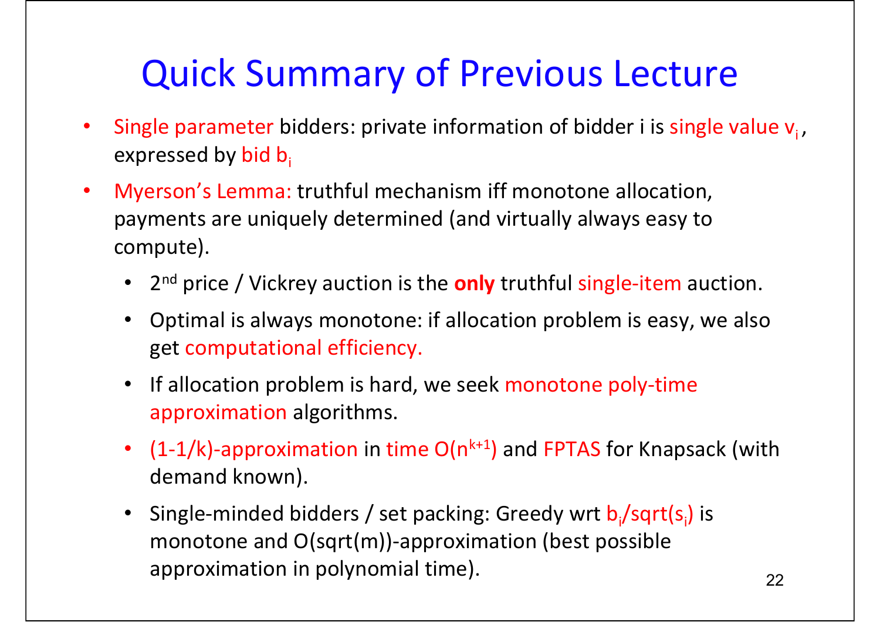# Quick Summary of Previous Lecture

- Single parameter bidders: private information of bidder i is single value $v_i$, expressed by bid $b_i$
- Myerson's Lemma: truthful mechanism iff monotone allocation, payments are uniquely determined (and virtually always easy to compute).
  - $2^{nd}$ price / Vickrey auction is the **only** truthful single-item auction.
  - Optimal is always monotone: if allocation problem is easy, we also get computational efficiency.
  - If allocation problem is hard, we seek monotone poly-time approximation algorithms.
  - (1-1/k)-approximation in time $O(n^{k+1})$ and FPTAS for Knapsack (with demand known).
  - Single-minded bidders / set packing: Greedy wrt $b_i/\text{sqrt}(s_i)$ is monotone and O(sqrt(m))-approximation (best possible approximation in polynomial time).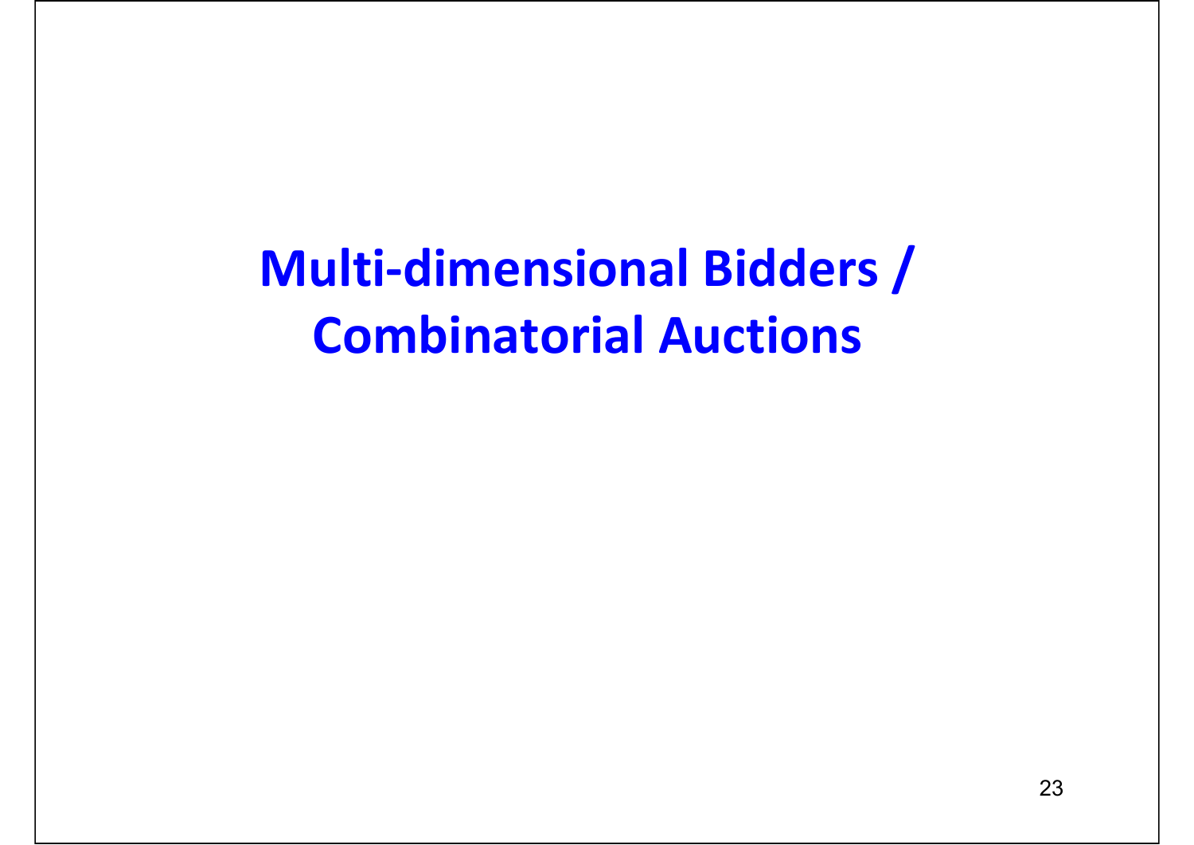# Multi-dimensional Bidders / Combinatorial Auctions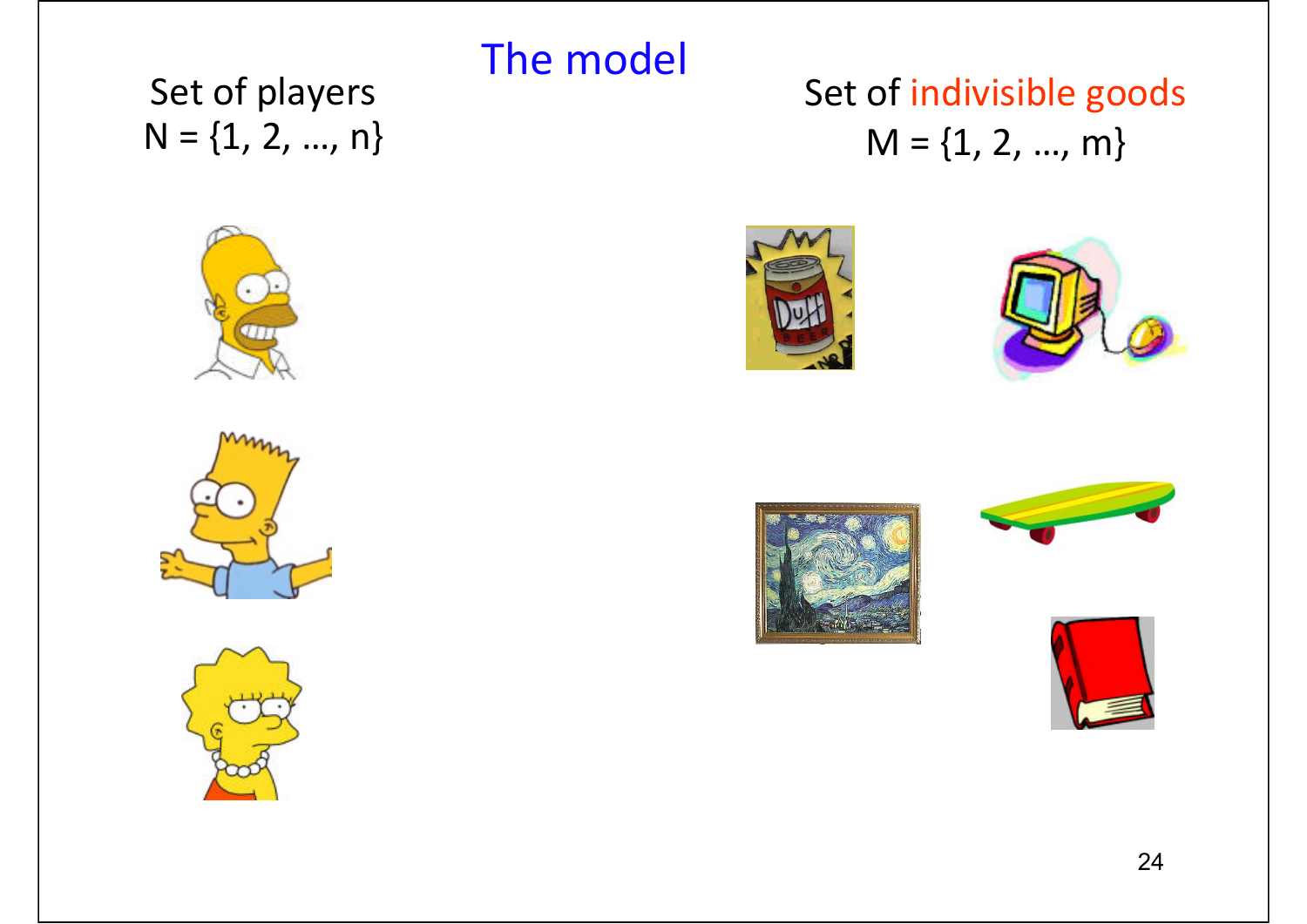# The model

Set of players
$N = \{1, 2, \ldots, n\}$

Set of indivisible goods
$M = \{1, 2, \ldots, m\}$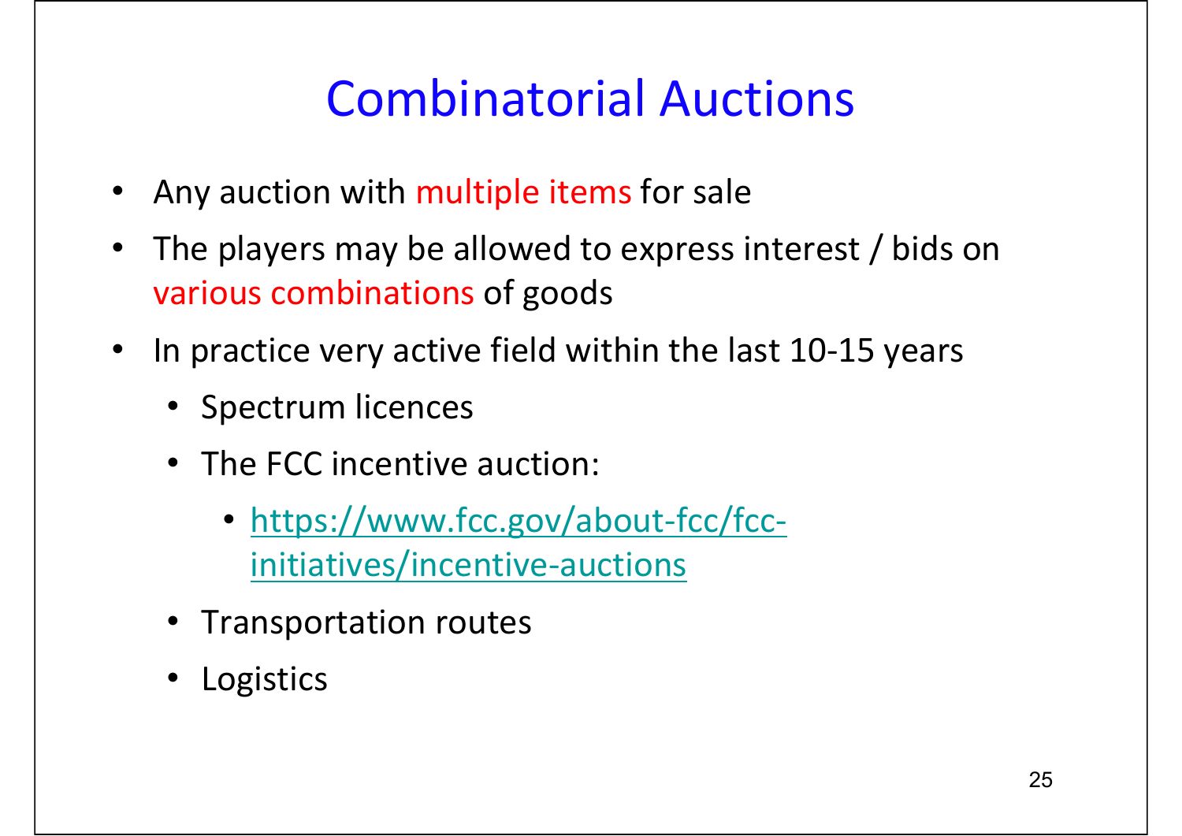# Combinatorial Auctions

- Any auction with multiple items for sale
- The players may be allowed to express interest / bids on various combinations of goods
- In practice very active field within the last 10-15 years
  - Spectrum licences
  - The FCC incentive auction:
    - [https://www.fcc.gov/about-fcc/fcc-initiatives/incentive-auctions](https://www.fcc.gov/about-fcc/fcc-initiatives/incentive-auctions)
  - Transportation routes
  - Logistics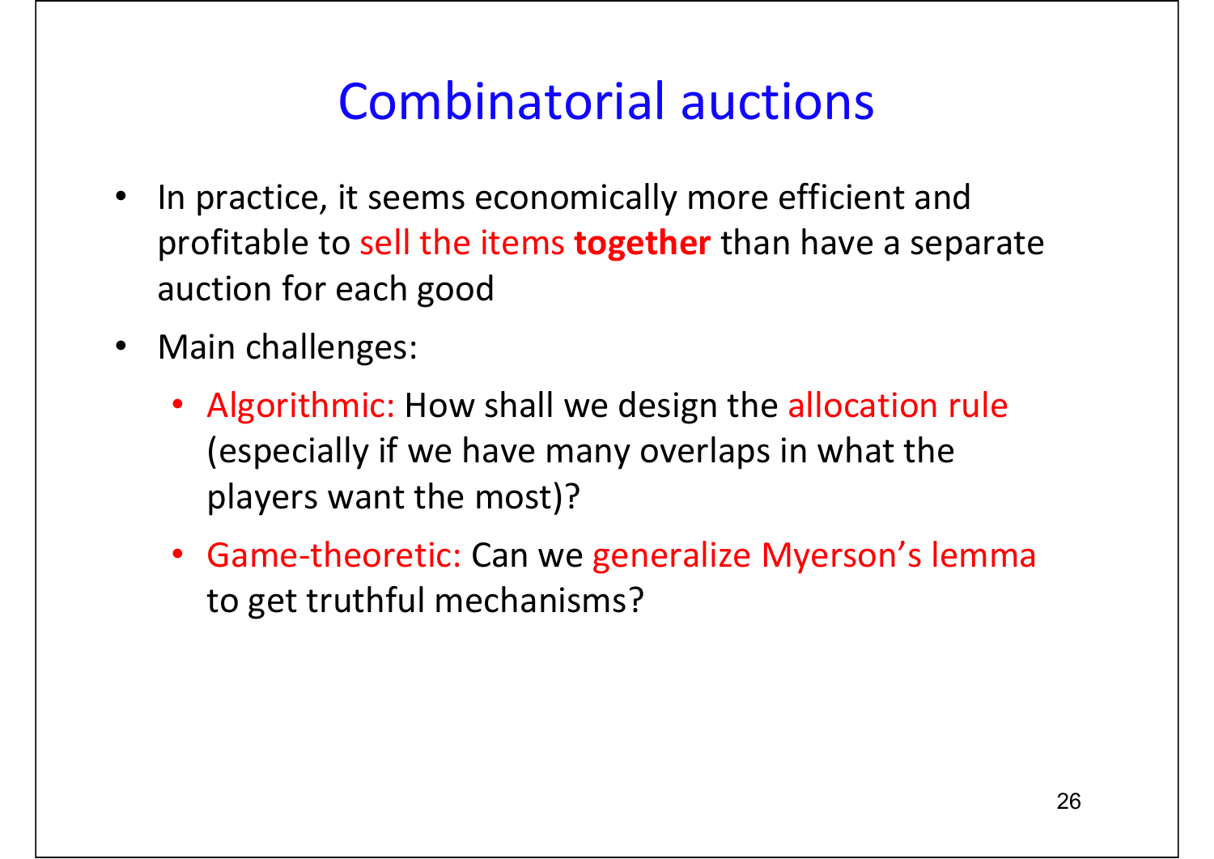# Combinatorial auctions

- In practice, it seems economically more efficient and profitable to sell the items **together** than have a separate auction for each good
- Main challenges:
  - Algorithmic: How shall we design the allocation rule (especially if we have many overlaps in what the players want the most)?
  - Game-theoretic: Can we generalize Myerson's lemma to get truthful mechanisms?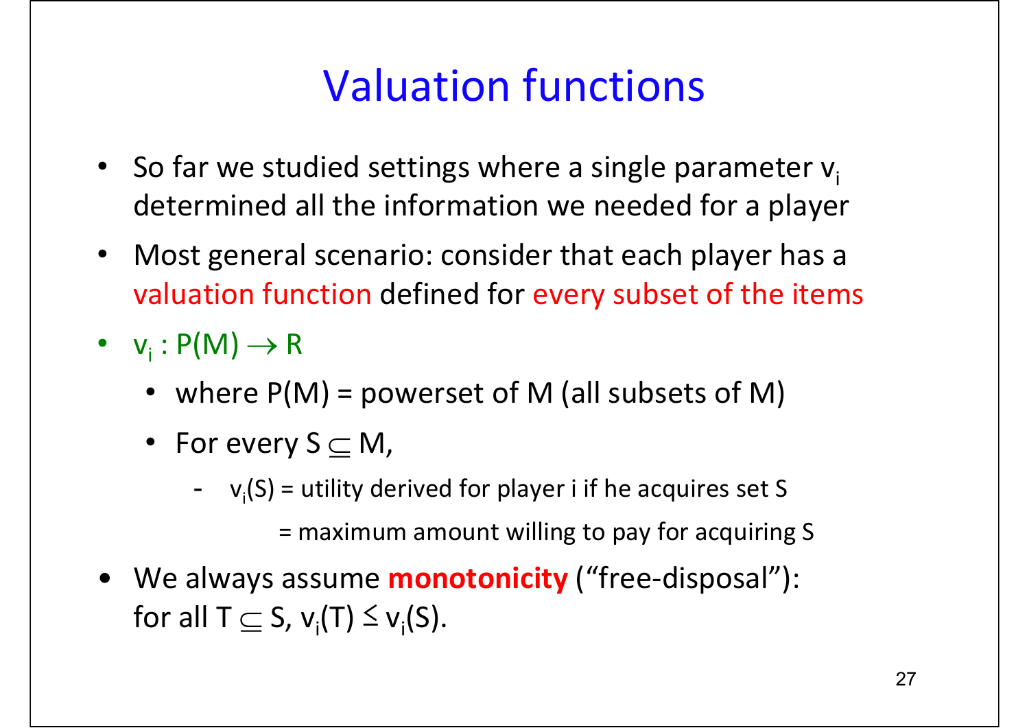# Valuation functions

- So far we studied settings where a single parameter $v_i$ determined all the information we needed for a player
- Most general scenario: consider that each player has a valuation function defined for every subset of the items
- $v_i : P(M) \rightarrow R$
  - where $P(M)$ = powerset of M (all subsets of M)
  - For every $S \subseteq M$,
    - $v_i(S)$ = utility derived for player i if he acquires set S
      = maximum amount willing to pay for acquiring S
- We always assume **monotonicity** ("free-disposal"): for all $T \subseteq S$, $v_i(T) \leq v_i(S)$.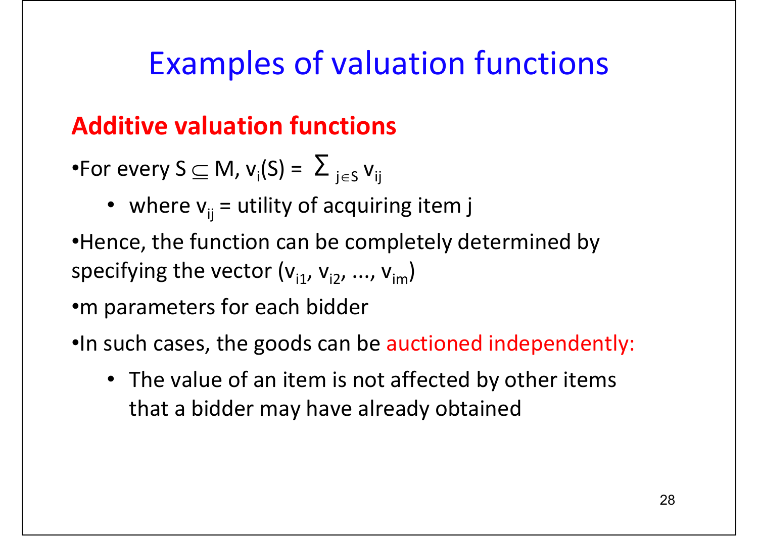# Examples of valuation functions

## Additive valuation functions

- For every $S \subseteq M$, $v_i(S) = \sum_{j \in S} v_{ij}$
  - where $v_{ij}$ = utility of acquiring item j
- Hence, the function can be completely determined by specifying the vector $(v_{i1}, v_{i2}, ..., v_{im})$
- m parameters for each bidder
- In such cases, the goods can be auctioned independently:
  - The value of an item is not affected by other items that a bidder may have already obtained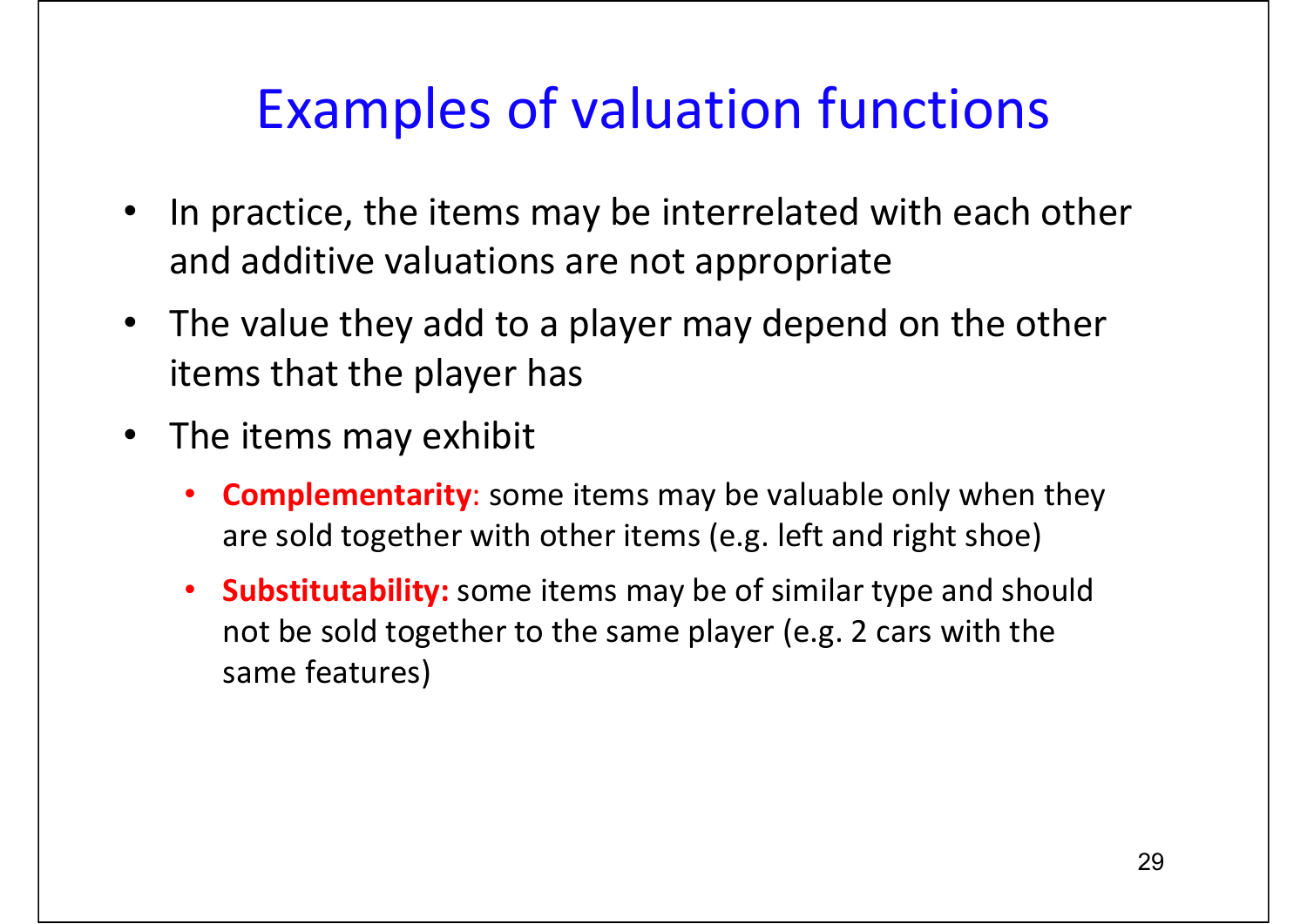# Examples of valuation functions

- In practice, the items may be interrelated with each other and additive valuations are not appropriate
- The value they add to a player may depend on the other items that the player has
- The items may exhibit
  - **Complementarity**: some items may be valuable only when they are sold together with other items (e.g. left and right shoe)
  - **Substitutability:** some items may be of similar type and should not be sold together to the same player (e.g. 2 cars with the same features)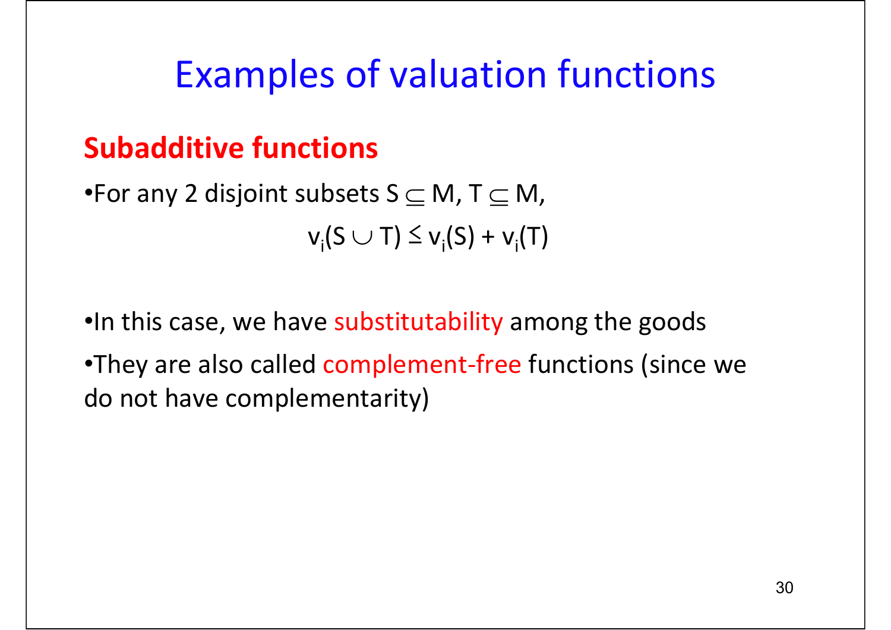# Examples of valuation functions

## Subadditive functions

- For any 2 disjoint subsets $S \subseteq M$, $T \subseteq M$,

$$v_i(S \cup T) \leq v_i(S) + v_i(T)$$

- In this case, we have substitutability among the goods
- They are also called complement-free functions (since we do not have complementarity)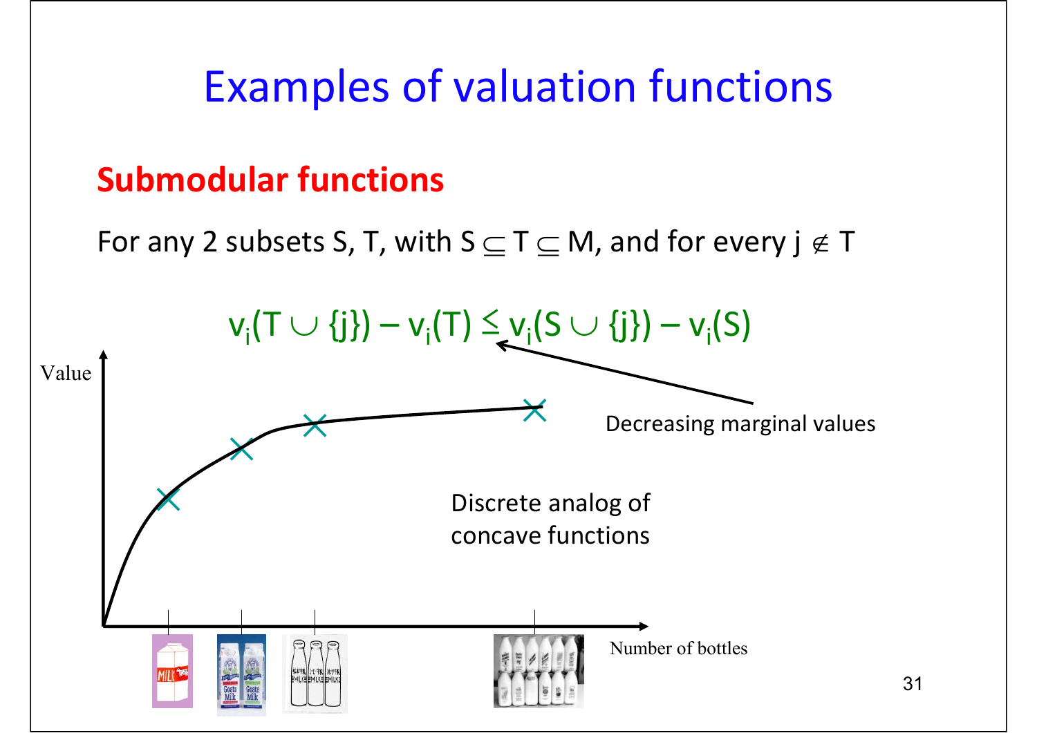# Examples of valuation functions

## Submodular functions

For any 2 subsets S, T, with $S \subseteq T \subseteq M$, and for every $j \notin T$

$$v_i(T \cup \{j\}) - v_i(T) \leq v_i(S \cup \{j\}) - v_i(S)$$

Decreasing marginal values

Value

Number of bottles

Discrete analog of concave functions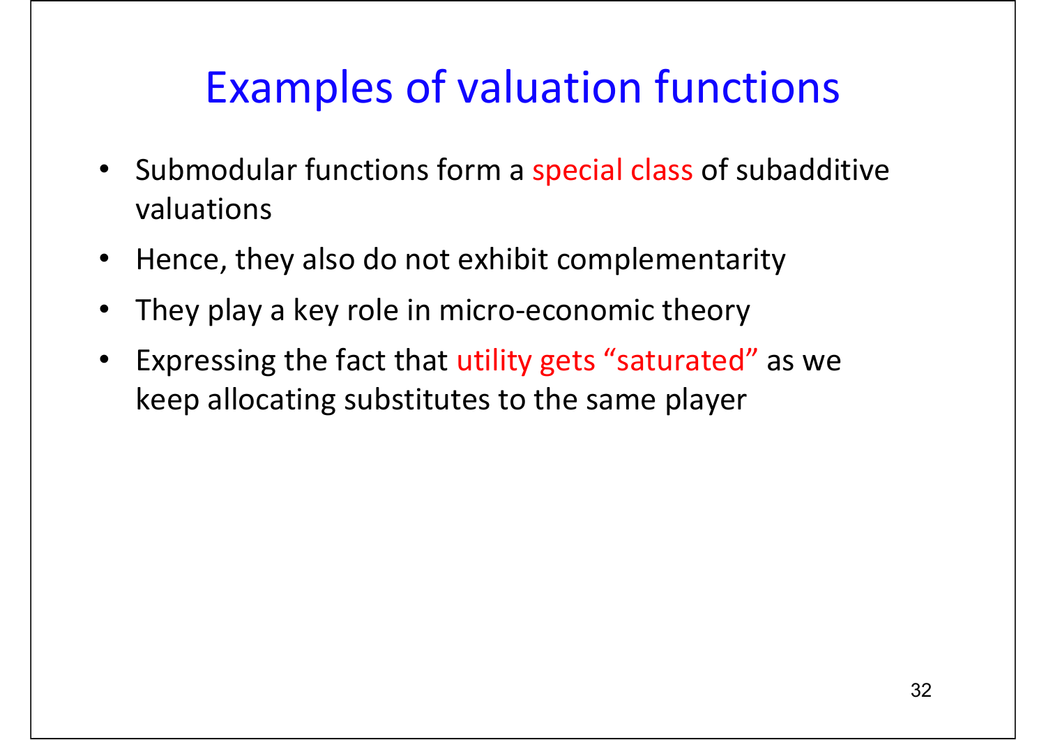# Examples of valuation functions

- Submodular functions form a special class of subadditive valuations
- Hence, they also do not exhibit complementarity
- They play a key role in micro-economic theory
- Expressing the fact that utility gets "saturated" as we keep allocating substitutes to the same player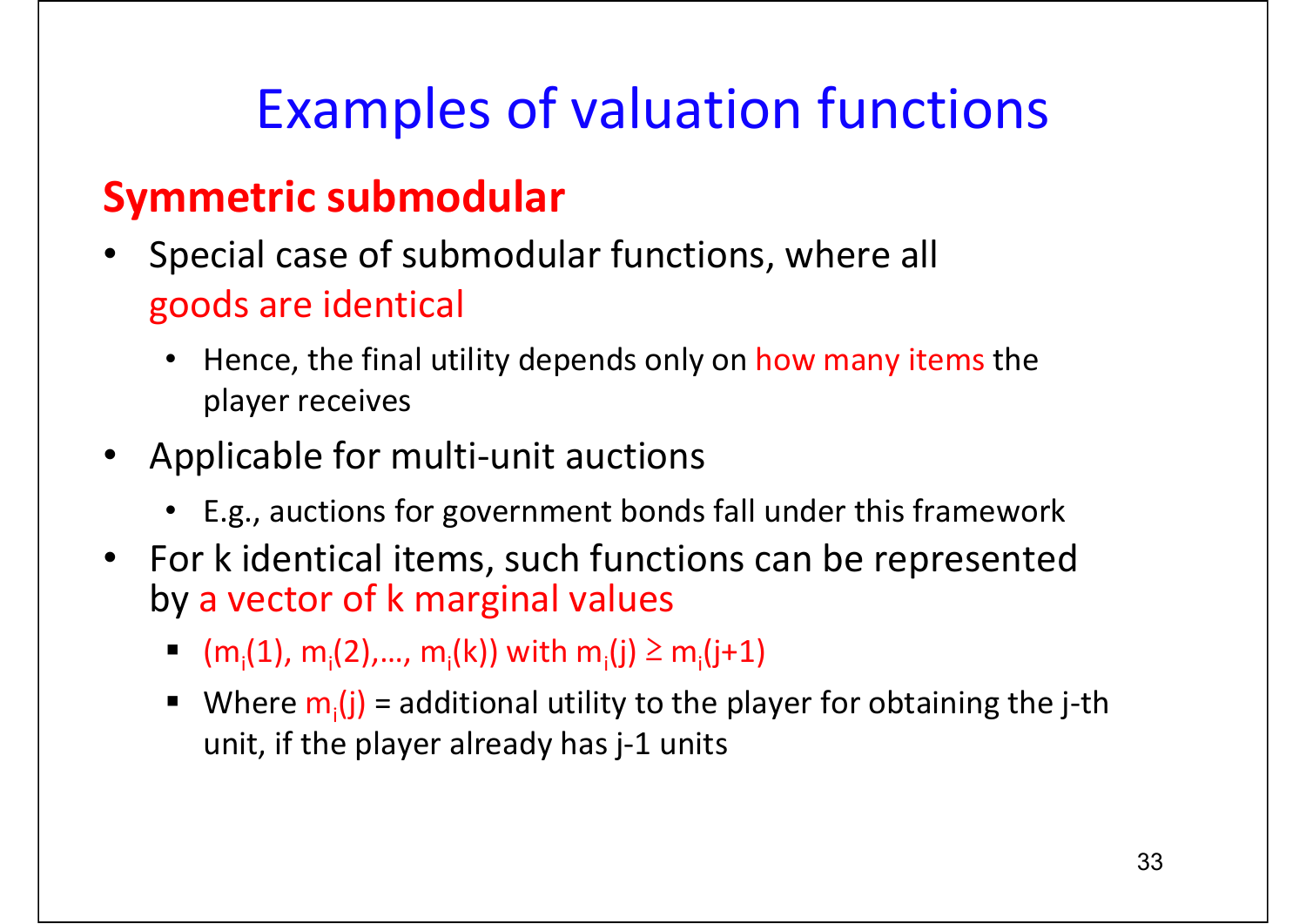# Examples of valuation functions

## Symmetric submodular

- Special case of submodular functions, where all goods are identical
  - Hence, the final utility depends only on how many items the player receives
- Applicable for multi-unit auctions
  - E.g., auctions for government bonds fall under this framework
- For k identical items, such functions can be represented by a vector of k marginal values
  - $(m_i(1), m_i(2),\ldots, m_i(k))$ with $m_i(j) \geq m_i(j+1)$
  - Where $m_i(j)$ = additional utility to the player for obtaining the j-th unit, if the player already has j-1 units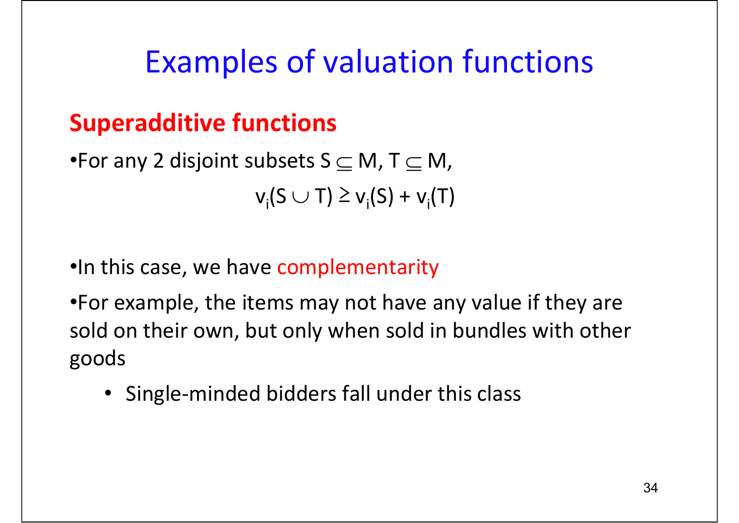# Examples of valuation functions

## Superadditive functions

- For any 2 disjoint subsets $S \subseteq M$, $T \subseteq M$,

$$v_i(S \cup T) \geq v_i(S) + v_i(T)$$

- In this case, we have complementarity
- For example, the items may not have any value if they are sold on their own, but only when sold in bundles with other goods
  - Single-minded bidders fall under this class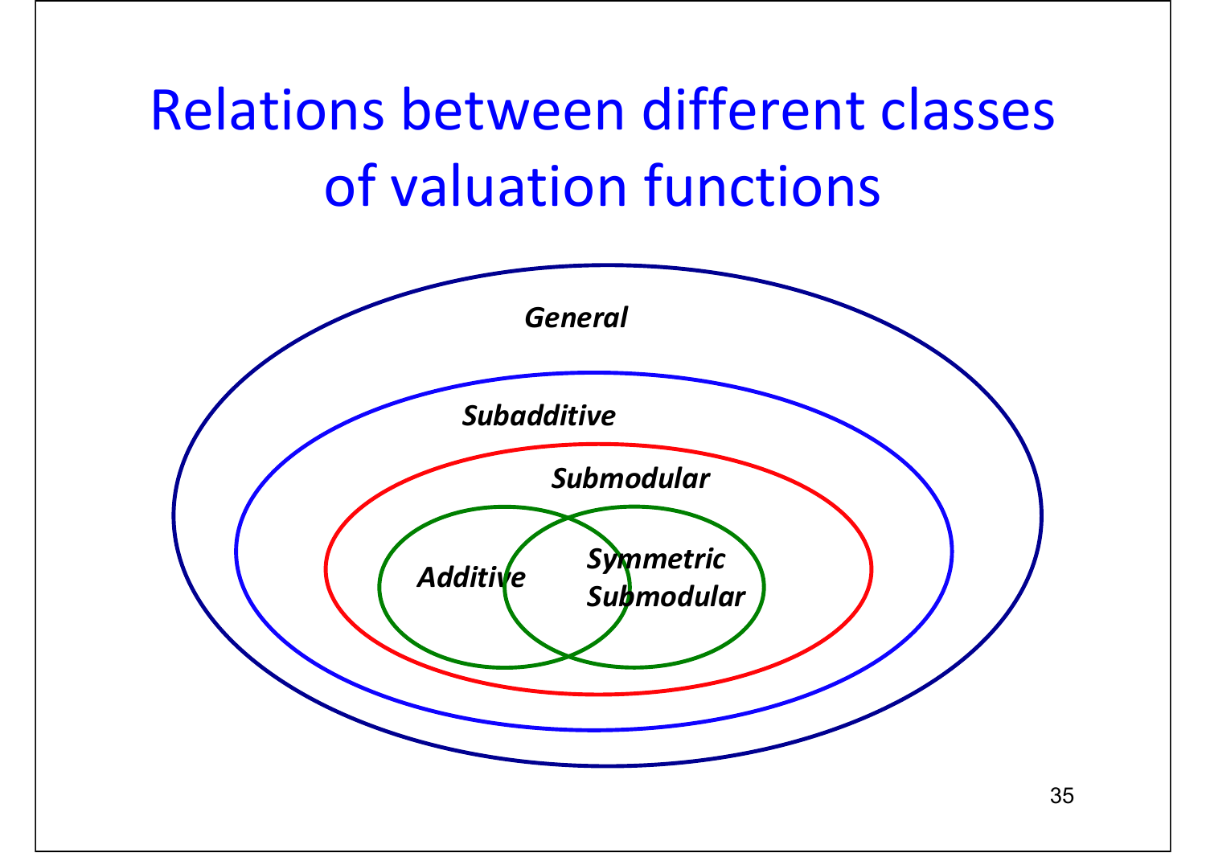# Relations between different classes of valuation functions

*General*

*Subadditive*

*Submodular*

*Additive*

*Symmetric Submodular*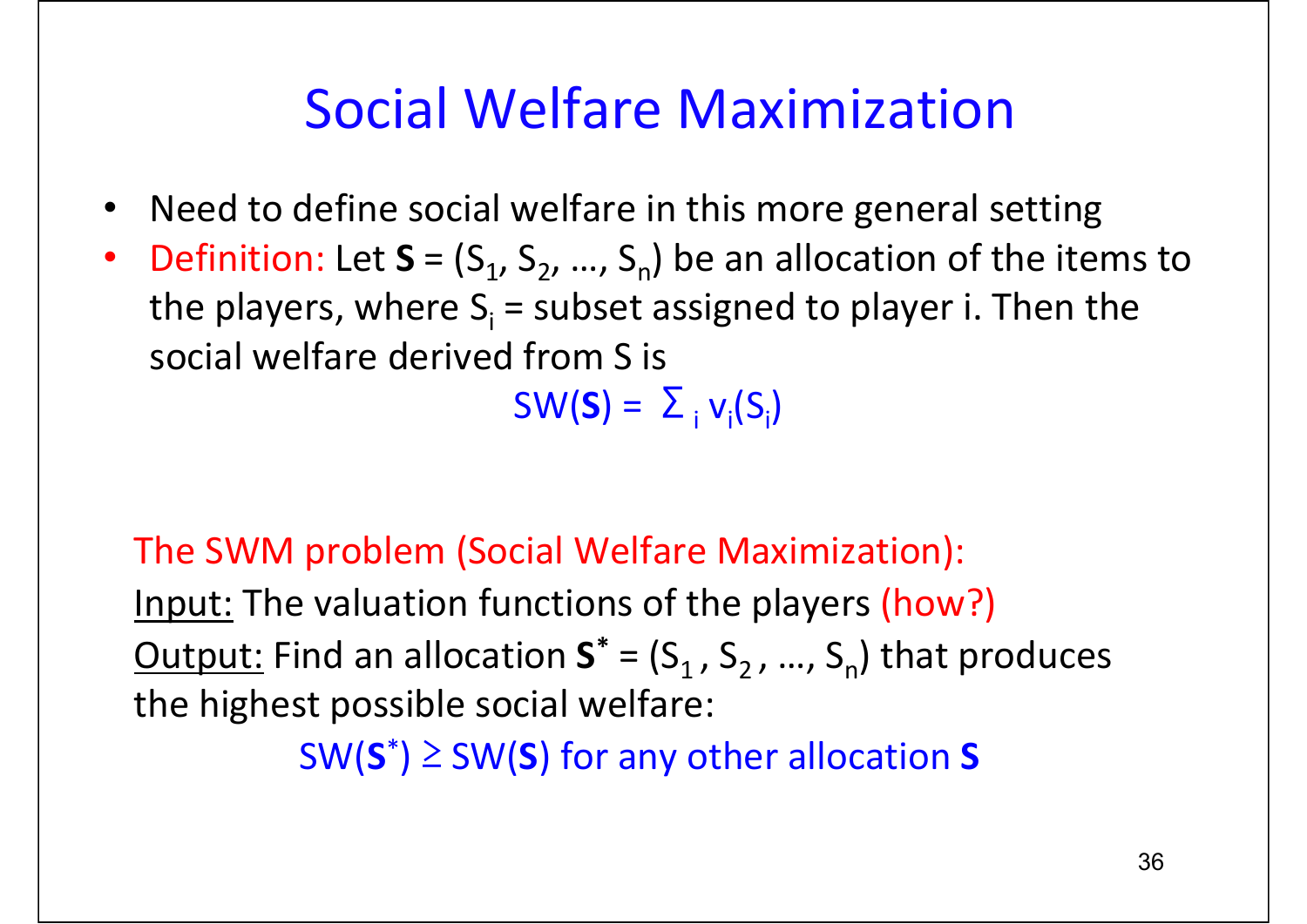# Social Welfare Maximization

- Need to define social welfare in this more general setting
- Definition: Let $\mathbf{S} = (S_1, S_2, \ldots, S_n)$ be an allocation of the items to the players, where $S_i$ = subset assigned to player i. Then the social welfare derived from S is

$$SW(\mathbf{S}) = \sum_i v_i(S_i)$$

The SWM problem (Social Welfare Maximization):

Input: The valuation functions of the players (how?)

Output: Find an allocation $\mathbf{S}^* = (S_1, S_2, \ldots, S_n)$ that produces the highest possible social welfare:

$$SW(\mathbf{S}^*) \geq SW(\mathbf{S}) \text{ for any other allocation } \mathbf{S}$$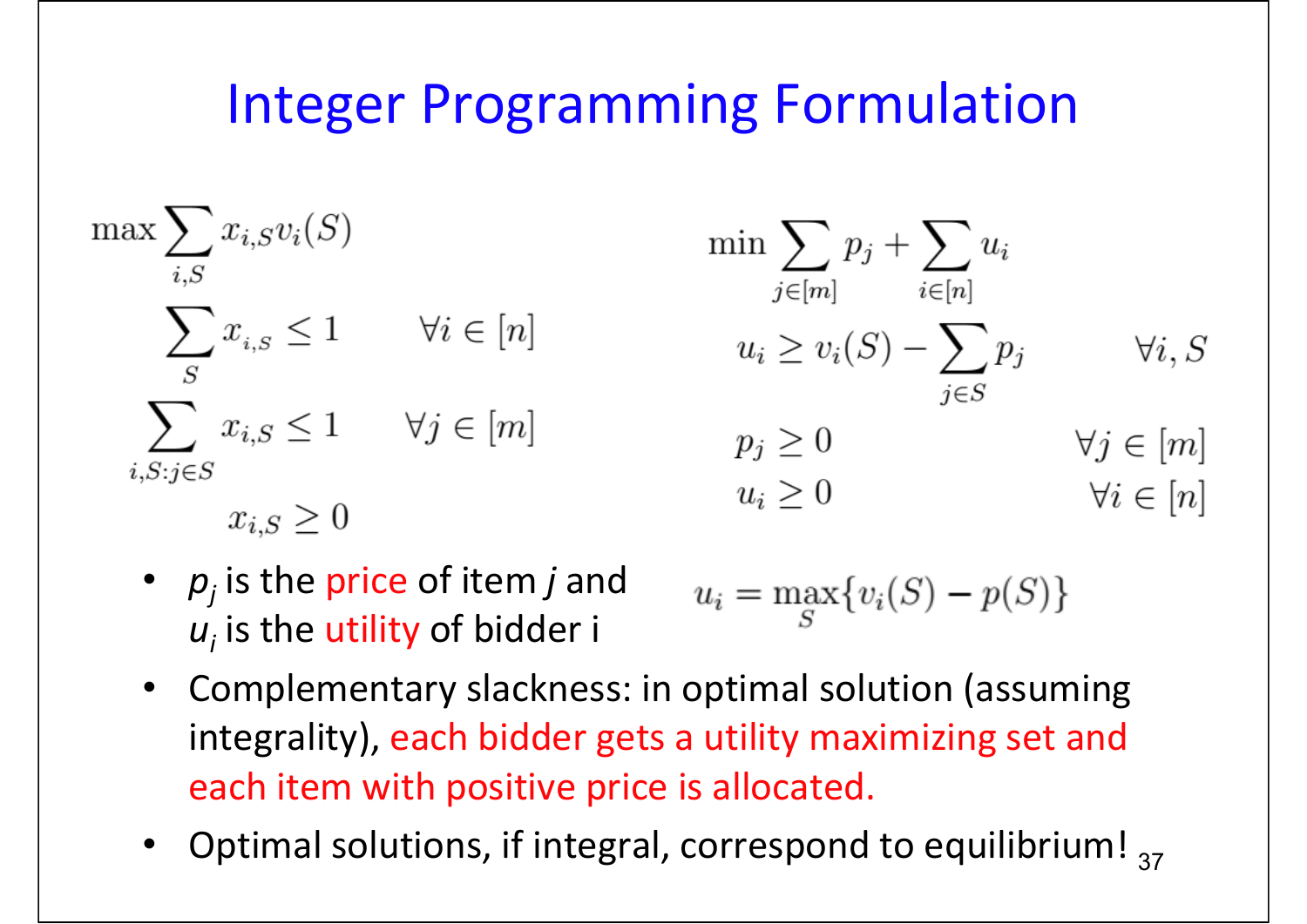# Integer Programming Formulation

$$
\begin{aligned}
\max \sum_{i,S} x_{i,S} v_i(S) & \\
\sum_{S} x_{i,S} \leq 1 \qquad & \forall i \in [n] \\
\sum_{i,S: j \in S} x_{i,S} \leq 1 \qquad & \forall j \in [m] \\
x_{i,S} \geq 0 &
\end{aligned}
$$

$$
\begin{aligned}
\min \sum_{j \in [m]} p_j + \sum_{i \in [n]} u_i & \\
u_i \geq v_i(S) - \sum_{j \in S} p_j \qquad & \forall i, S \\
p_j \geq 0 \qquad & \forall j \in [m] \\
u_i \geq 0 \qquad & \forall i \in [n]
\end{aligned}
$$

- $p_j$ is the price of item $j$ and $u_i$ is the utility of bidder i

$$u_i = \max_S \{v_i(S) - p(S)\}$$

- Complementary slackness: in optimal solution (assuming integrality), each bidder gets a utility maximizing set and each item with positive price is allocated.
- Optimal solutions, if integral, correspond to equilibrium!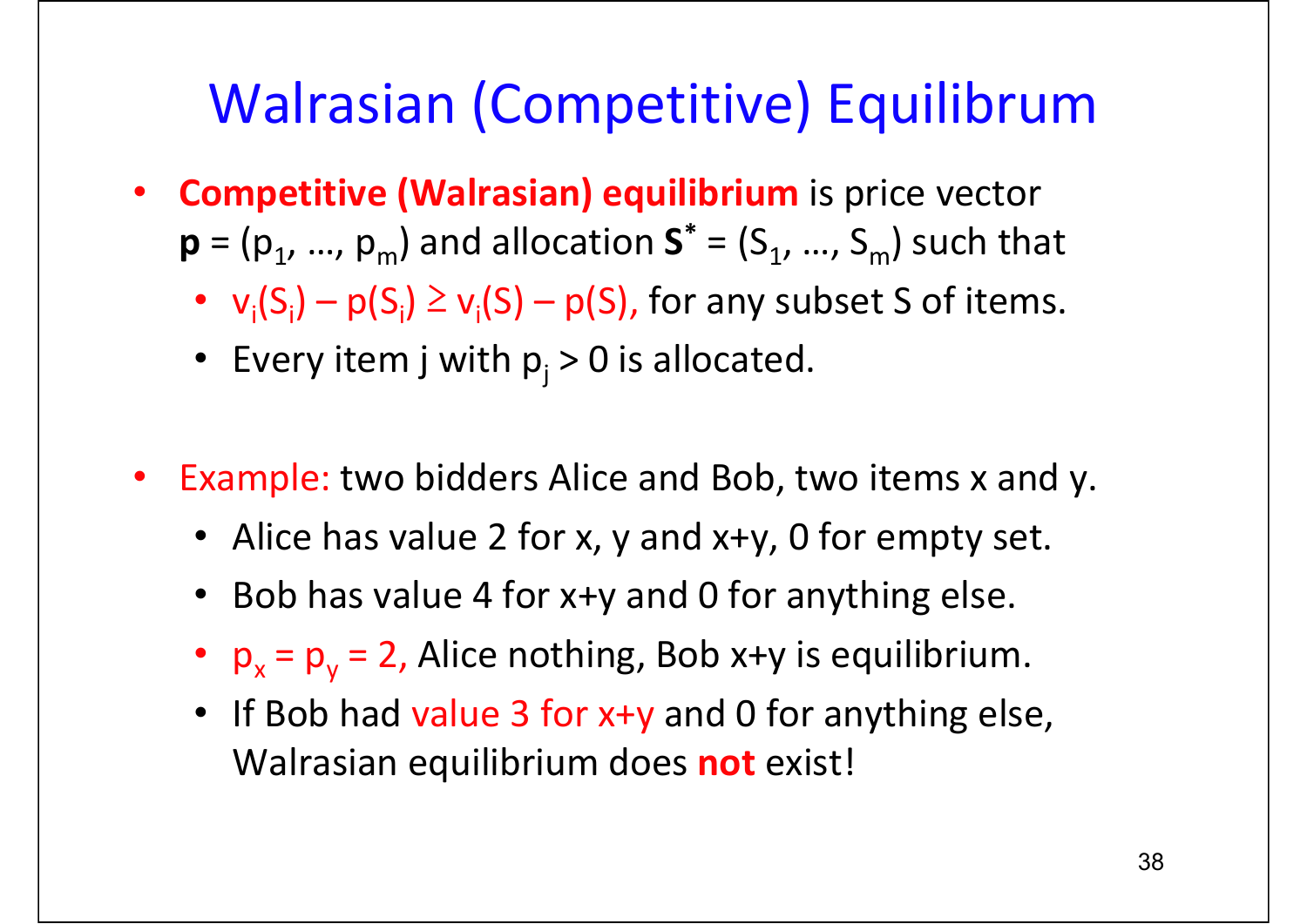# Walrasian (Competitive) Equilibrum

- **Competitive (Walrasian) equilibrium** is price vector **p** = ($p_1$, …, $p_m$) and allocation $\mathbf{S}^*$ = ($S_1$, …, $S_m$) such that
  - $v_i(S_i) - p(S_i) \geq v_i(S) - p(S)$, for any subset S of items.
  - Every item j with $p_j > 0$ is allocated.

- Example: two bidders Alice and Bob, two items x and y.
  - Alice has value 2 for x, y and x+y, 0 for empty set.
  - Bob has value 4 for x+y and 0 for anything else.
  - $p_x = p_y = 2$, Alice nothing, Bob x+y is equilibrium.
  - If Bob had value 3 for x+y and 0 for anything else, Walrasian equilibrium does **not** exist!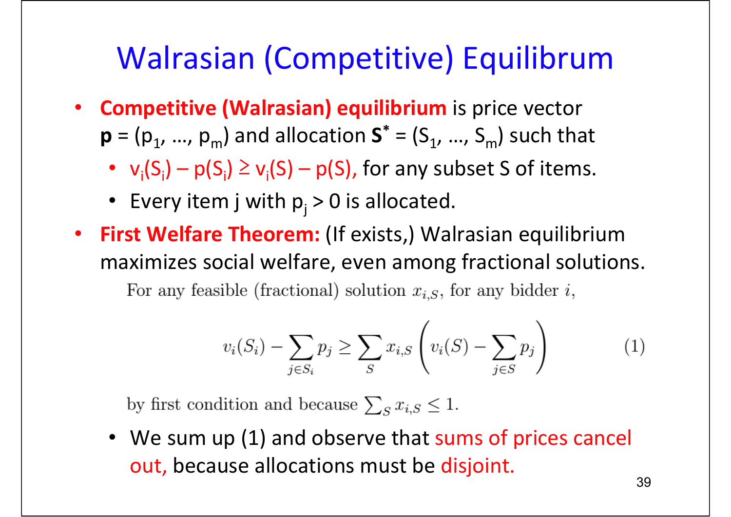# Walrasian (Competitive) Equilibrum

- **Competitive (Walrasian) equilibrium** is price vector $\mathbf{p} = (p_1, \ldots, p_m)$ and allocation $\mathbf{S}^* = (S_1, \ldots, S_m)$ such that
  - $v_i(S_i) - p(S_i) \geq v_i(S) - p(S)$, for any subset S of items.
  - Every item j with $p_j > 0$ is allocated.
- **First Welfare Theorem:** (If exists,) Walrasian equilibrium maximizes social welfare, even among fractional solutions.

For any feasible (fractional) solution $x_{i,S}$, for any bidder $i$,

$$v_i(S_i) - \sum_{j \in S_i} p_j \geq \sum_S x_{i,S} \left( v_i(S) - \sum_{j \in S} p_j \right) \qquad (1)$$

by first condition and because $\sum_S x_{i,S} \leq 1$.

  - We sum up (1) and observe that sums of prices cancel out, because allocations must be disjoint.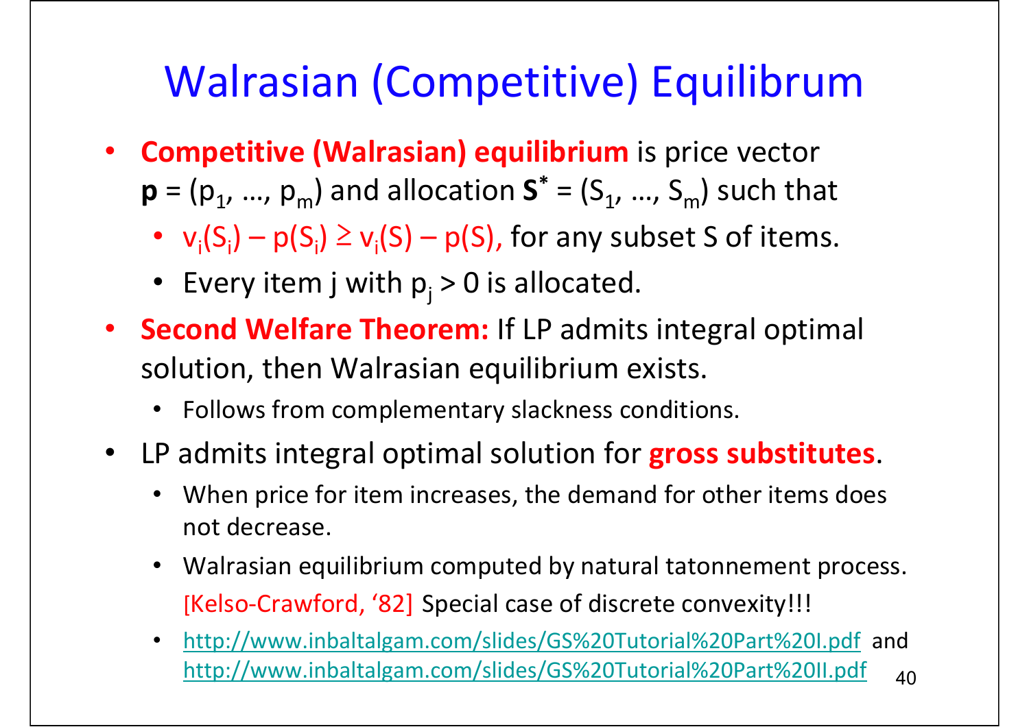# Walrasian (Competitive) Equilibrum

- **Competitive (Walrasian) equilibrium** is price vector $\mathbf{p} = (p_1, \ldots, p_m)$ and allocation $\mathbf{S}^* = (S_1, \ldots, S_m)$ such that
  - $v_i(S_i) - p(S_i) \geq v_i(S) - p(S)$, for any subset S of items.
  - Every item j with $p_j > 0$ is allocated.
- **Second Welfare Theorem:** If LP admits integral optimal solution, then Walrasian equilibrium exists.
  - Follows from complementary slackness conditions.
- LP admits integral optimal solution for **gross substitutes**.
  - When price for item increases, the demand for other items does not decrease.
  - Walrasian equilibrium computed by natural tatonnement process. [Kelso-Crawford, '82] Special case of discrete convexity!!!
  - http://www.inbaltalgam.com/slides/GS%20Tutorial%20Part%20I.pdf and http://www.inbaltalgam.com/slides/GS%20Tutorial%20Part%20II.pdf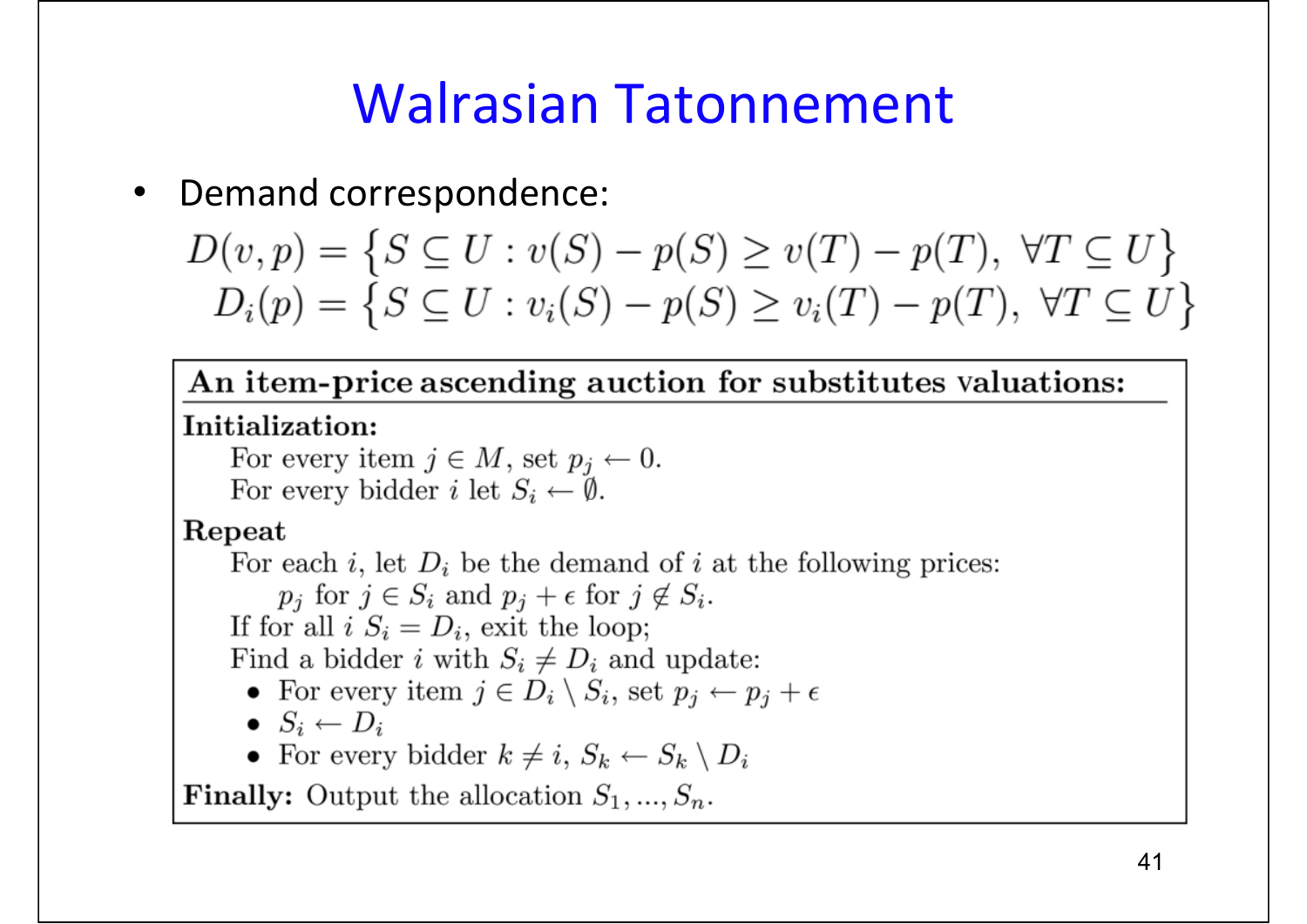# Walrasian Tatonnement

- Demand correspondence:

$$D(v,p) = \left\{S \subseteq U : v(S) - p(S) \geq v(T) - p(T),\ \forall T \subseteq U\right\}$$

$$D_i(p) = \left\{S \subseteq U : v_i(S) - p(S) \geq v_i(T) - p(T),\ \forall T \subseteq U\right\}$$

---

**An item-price ascending auction for substitutes valuations:**

**Initialization:**

For every item $j \in M$, set $p_j \leftarrow 0$.

For every bidder $i$ let $S_i \leftarrow \emptyset$.

**Repeat**

For each $i$, let $D_i$ be the demand of $i$ at the following prices:

$p_j$ for $j \in S_i$ and $p_j + \epsilon$ for $j \notin S_i$.

If for all $i$ $S_i = D_i$, exit the loop;

Find a bidder $i$ with $S_i \neq D_i$ and update:

- For every item $j \in D_i \setminus S_i$, set $p_j \leftarrow p_j + \epsilon$
- $S_i \leftarrow D_i$
- For every bidder $k \neq i$, $S_k \leftarrow S_k \setminus D_i$

**Finally:** Output the allocation $S_1, ..., S_n$.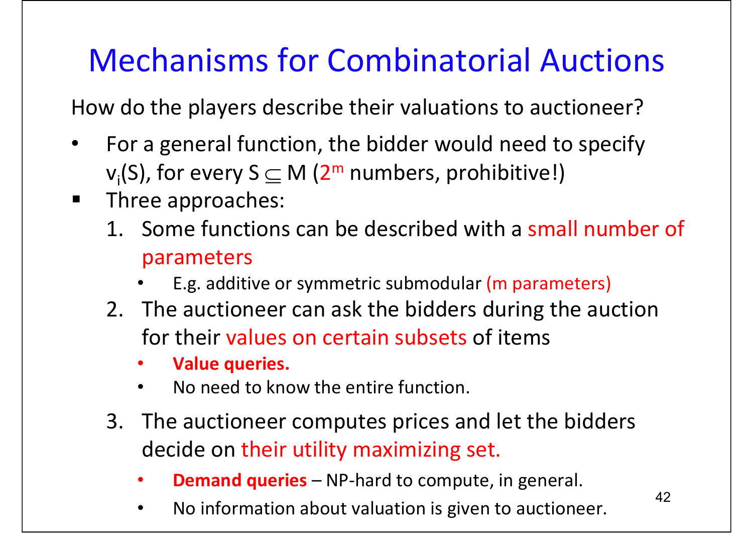# Mechanisms for Combinatorial Auctions

How do the players describe their valuations to auctioneer?

- For a general function, the bidder would need to specify $v_i(S)$, for every $S \subseteq M$ ($2^m$ numbers, prohibitive!)
- Three approaches:
  1. Some functions can be described with a small number of parameters
     - E.g. additive or symmetric submodular (m parameters)
  2. The auctioneer can ask the bidders during the auction for their values on certain subsets of items
     - **Value queries.**
     - No need to know the entire function.
  3. The auctioneer computes prices and let the bidders decide on their utility maximizing set.
     - **Demand queries** – NP-hard to compute, in general.
     - No information about valuation is given to auctioneer.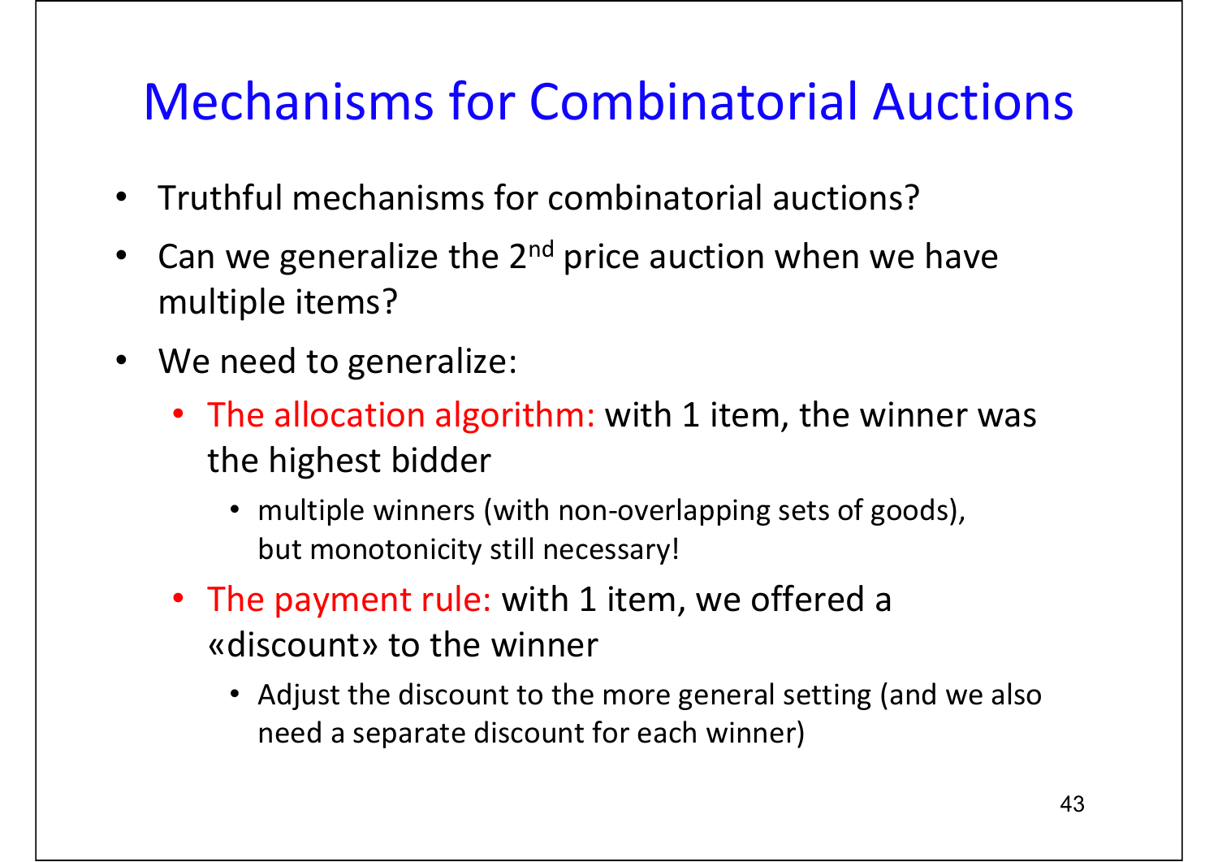# Mechanisms for Combinatorial Auctions

- Truthful mechanisms for combinatorial auctions?
- Can we generalize the 2nd price auction when we have multiple items?
- We need to generalize:
  - The allocation algorithm: with 1 item, the winner was the highest bidder
    - multiple winners (with non-overlapping sets of goods), but monotonicity still necessary!
  - The payment rule: with 1 item, we offered a «discount» to the winner
    - Adjust the discount to the more general setting (and we also need a separate discount for each winner)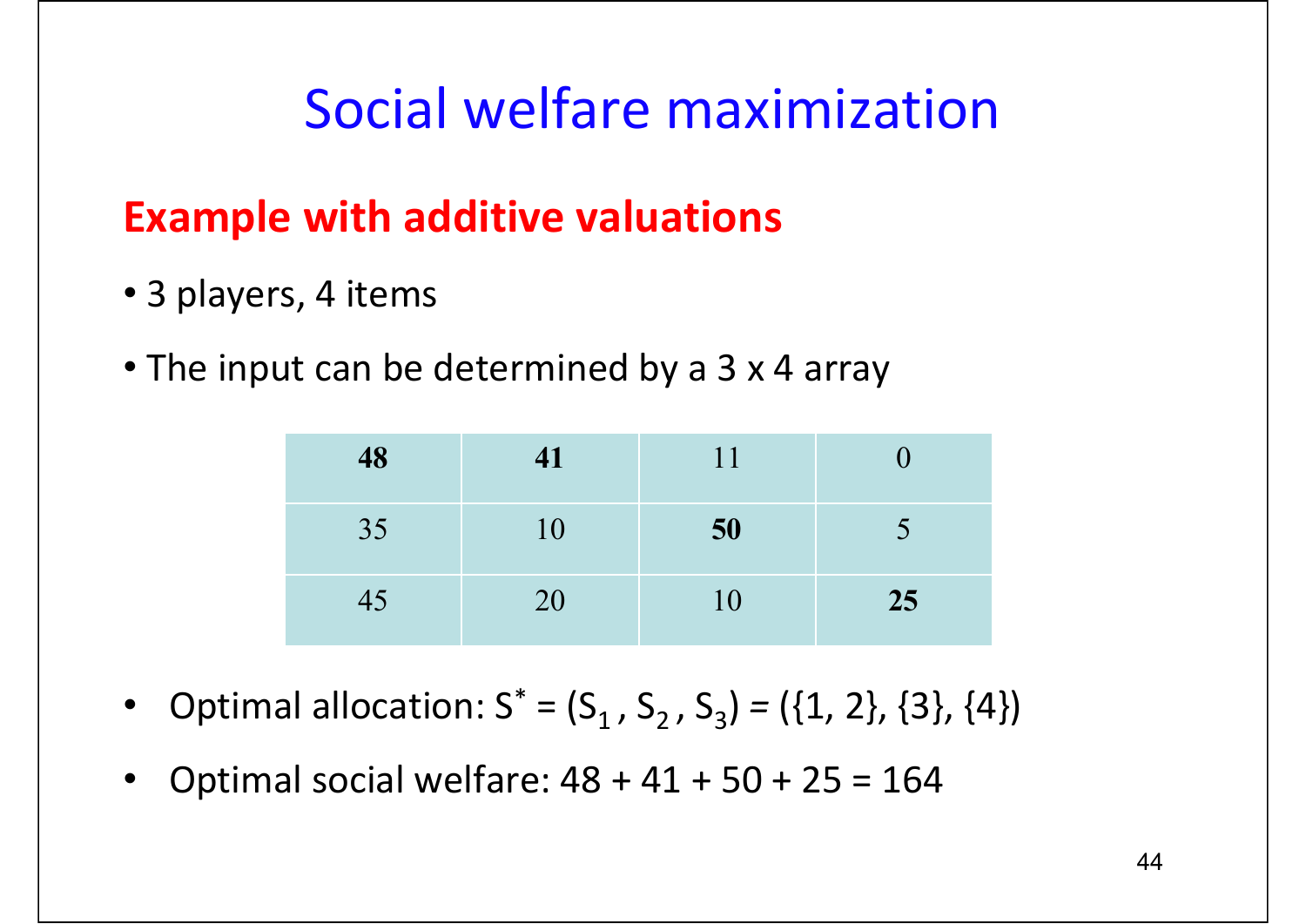# Social welfare maximization

## Example with additive valuations

- 3 players, 4 items
- The input can be determined by a 3 x 4 array

| | | | |
|---|---|---|---|
| **48** | **41** | 11 | 0 |
| 35 | 10 | **50** | 5 |
| 45 | 20 | 10 | **25** |

- Optimal allocation: $S^* = (S_1, S_2, S_3) = (\{1, 2\}, \{3\}, \{4\})$
- Optimal social welfare: 48 + 41 + 50 + 25 = 164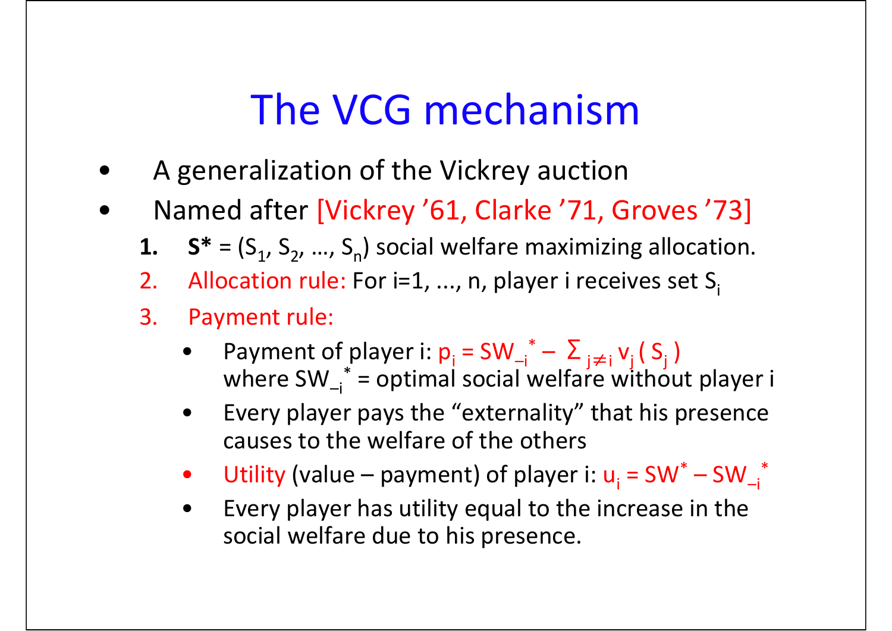# The VCG mechanism

- A generalization of the Vickrey auction
- Named after [Vickrey '61, Clarke '71, Groves '73]
  1. **S*** = $(S_1, S_2, \ldots, S_n)$ social welfare maximizing allocation.
  2. Allocation rule: For i=1, ..., n, player i receives set $S_i$
  3. Payment rule:
     - Payment of player i: $p_i = SW_{-i}^* - \sum_{j \neq i} v_j(S_j)$
       where $SW_{-i}^*$ = optimal social welfare without player i
     - Every player pays the "externality" that his presence causes to the welfare of the others
     - Utility (value – payment) of player i: $u_i = SW^* - SW_{-i}^*$
     - Every player has utility equal to the increase in the social welfare due to his presence.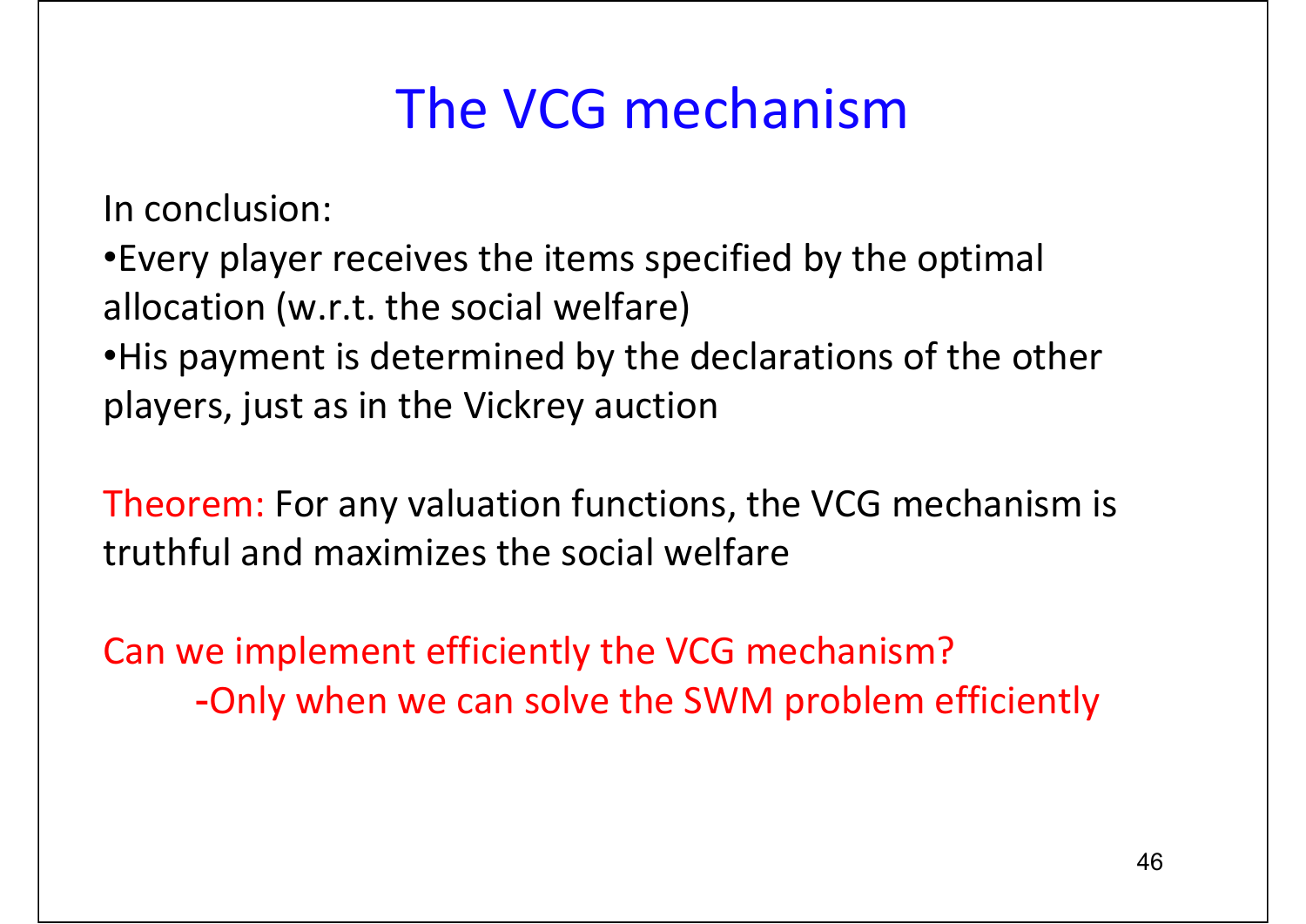# The VCG mechanism

In conclusion:

- Every player receives the items specified by the optimal allocation (w.r.t. the social welfare)
- His payment is determined by the declarations of the other players, just as in the Vickrey auction

Theorem: For any valuation functions, the VCG mechanism is truthful and maximizes the social welfare

Can we implement efficiently the VCG mechanism?

- Only when we can solve the SWM problem efficiently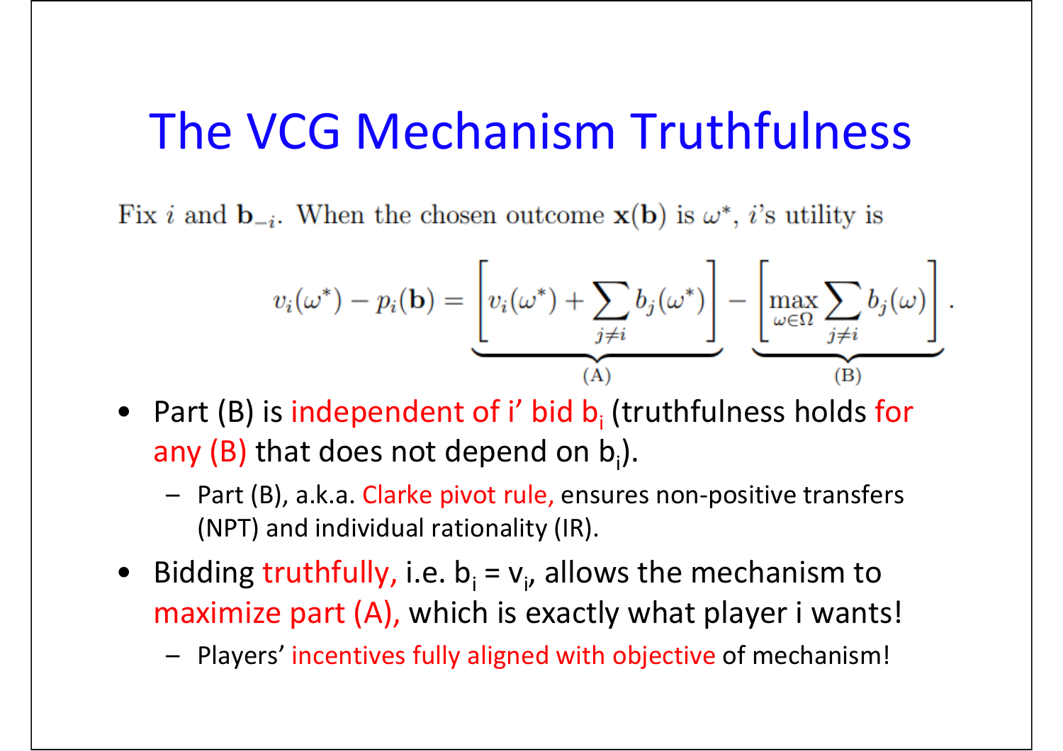# The VCG Mechanism Truthfulness

Fix $i$ and $\mathbf{b}_{-i}$. When the chosen outcome $\mathbf{x}(\mathbf{b})$ is $\omega^*$, $i$'s utility is

$$v_i(\omega^*) - p_i(\mathbf{b}) = \underbrace{\left[ v_i(\omega^*) + \sum_{j \neq i} b_j(\omega^*) \right]}_{\text{(A)}} - \underbrace{\left[ \max_{\omega \in \Omega} \sum_{j \neq i} b_j(\omega) \right]}_{\text{(B)}}.$$

- Part (B) is independent of i' bid $b_i$ (truthfulness holds for any (B) that does not depend on $b_i$).
  - Part (B), a.k.a. Clarke pivot rule, ensures non-positive transfers (NPT) and individual rationality (IR).
- Bidding truthfully, i.e. $b_i = v_i$, allows the mechanism to maximize part (A), which is exactly what player i wants!
  - Players' incentives fully aligned with objective of mechanism!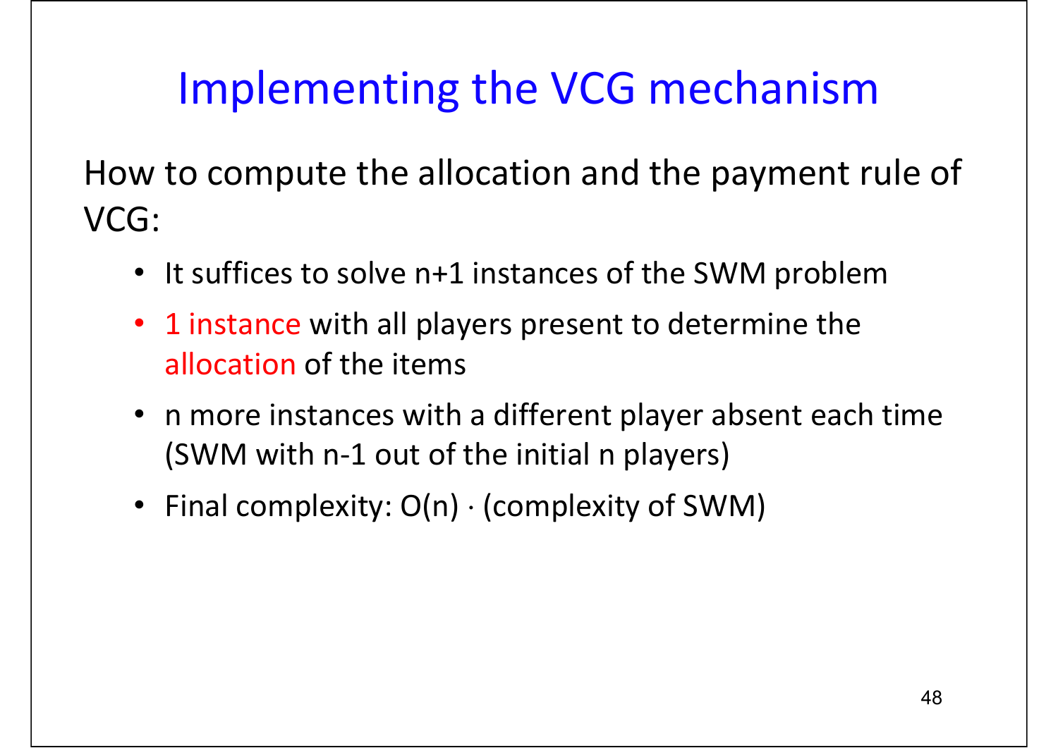# Implementing the VCG mechanism

How to compute the allocation and the payment rule of VCG:

- It suffices to solve n+1 instances of the SWM problem
- 1 instance with all players present to determine the allocation of the items
- n more instances with a different player absent each time (SWM with n-1 out of the initial n players)
- Final complexity: $O(n) \cdot$ (complexity of SWM)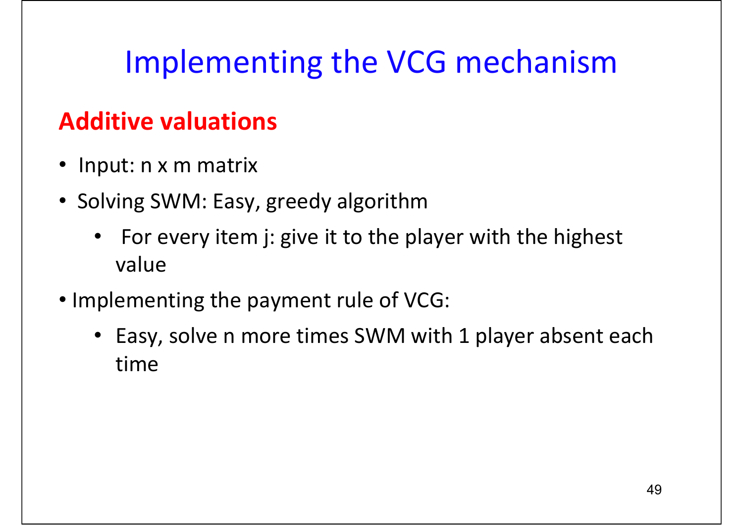# Implementing the VCG mechanism

**Additive valuations**

- Input: n x m matrix
- Solving SWM: Easy, greedy algorithm
    - For every item j: give it to the player with the highest value
- Implementing the payment rule of VCG:
    - Easy, solve n more times SWM with 1 player absent each time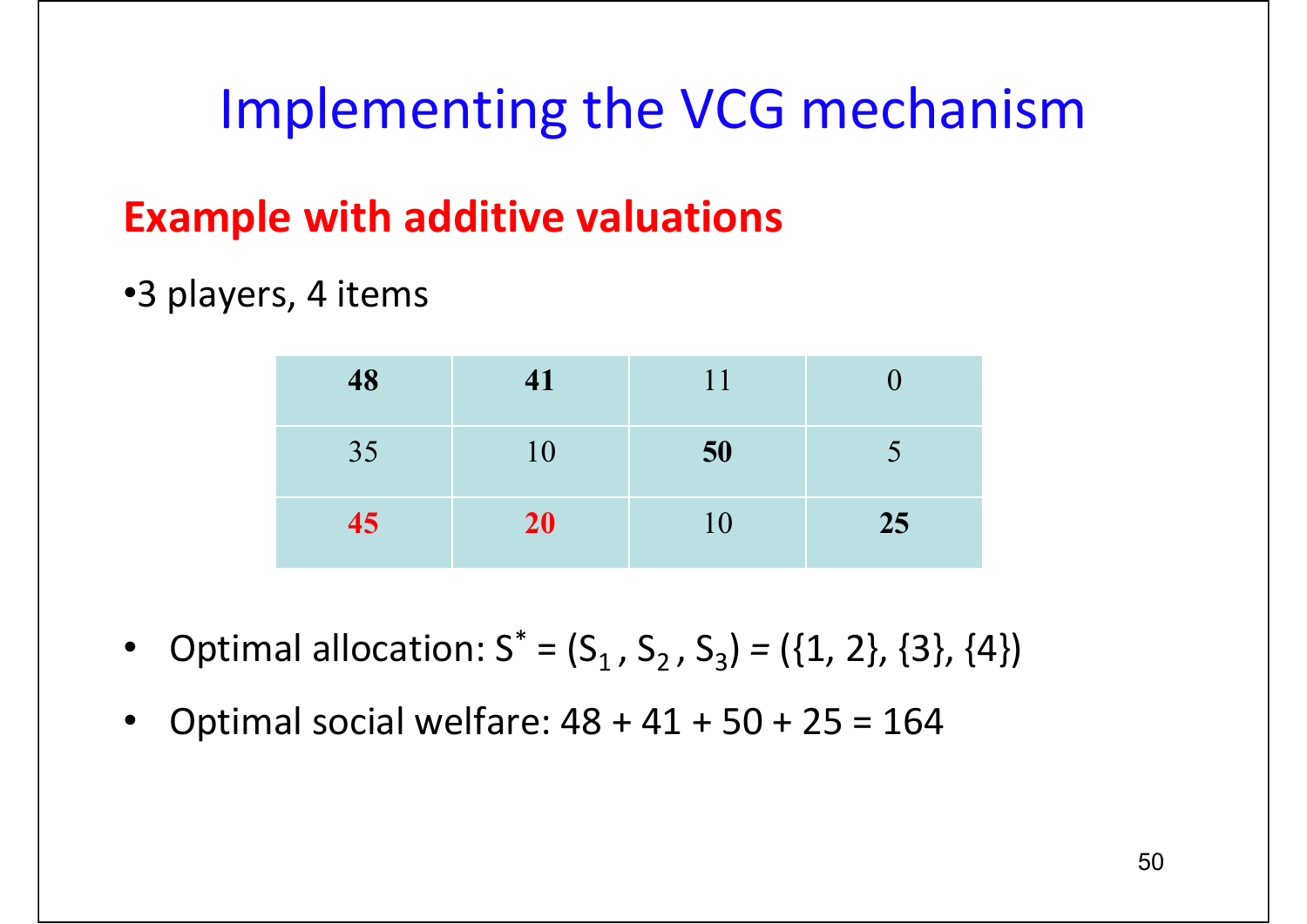# Implementing the VCG mechanism

## Example with additive valuations

- 3 players, 4 items

| | | | |
|---|---|---|---|
| **48** | **41** | 11 | 0 |
| 35 | 10 | **50** | 5 |
| **45** | **20** | 10 | **25** |

- Optimal allocation: $S^* = (S_1, S_2, S_3) = (\{1, 2\}, \{3\}, \{4\})$
- Optimal social welfare: $48 + 41 + 50 + 25 = 164$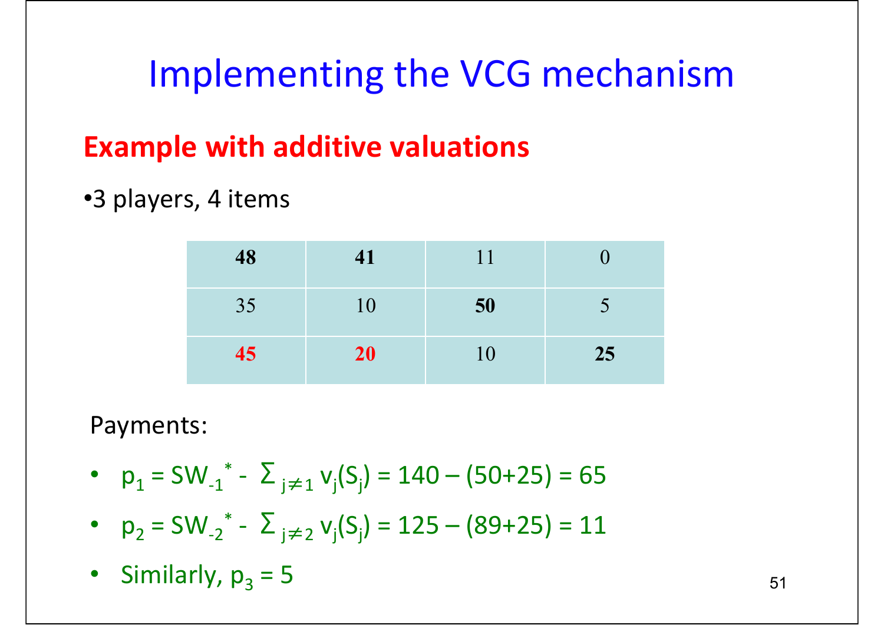# Implementing the VCG mechanism

## Example with additive valuations

- 3 players, 4 items

| | | | |
|---|---|---|---|
| **48** | **41** | 11 | 0 |
| 35 | 10 | **50** | 5 |
| **45** | **20** | 10 | **25** |

Payments:

- $p_1 = SW_{-1}^* - \Sigma_{j \neq 1} v_j(S_j) = 140 - (50+25) = 65$
- $p_2 = SW_{-2}^* - \Sigma_{j \neq 2} v_j(S_j) = 125 - (89+25) = 11$
- Similarly, $p_3 = 5$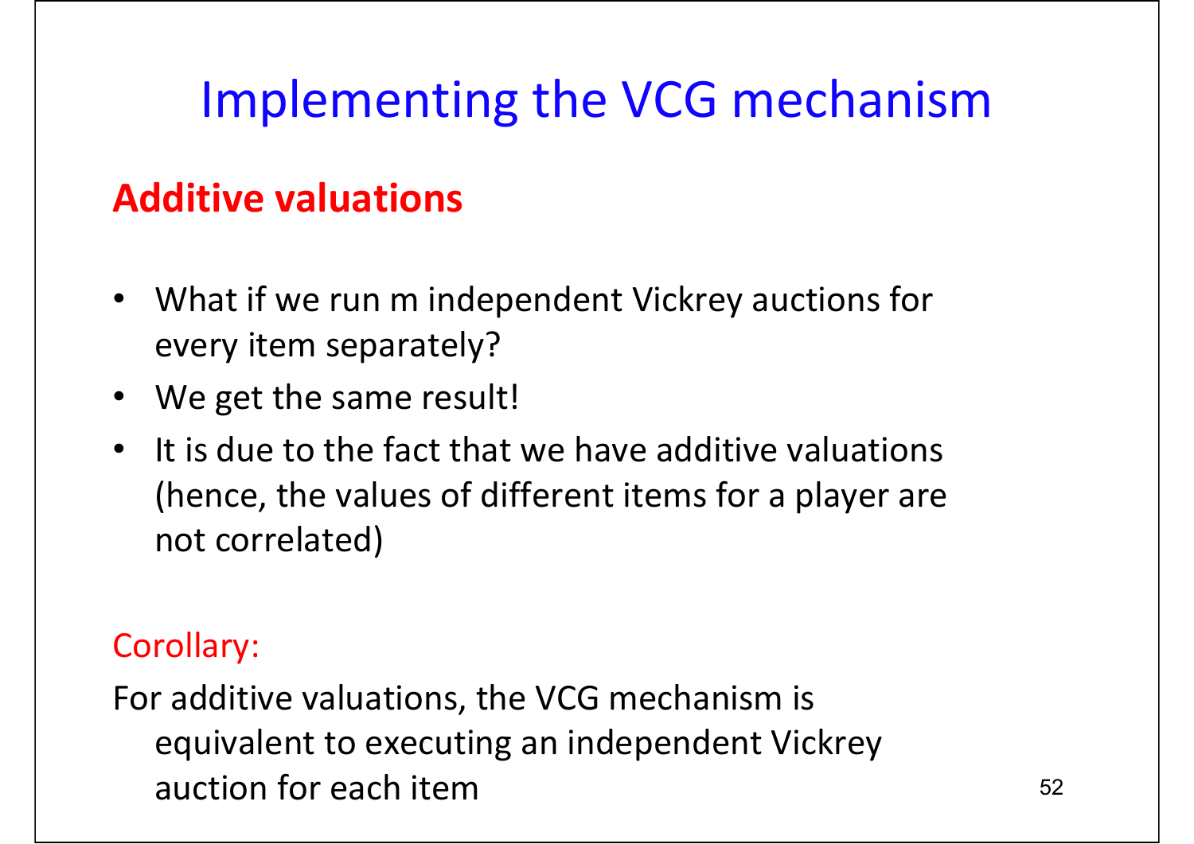# Implementing the VCG mechanism

**Additive valuations**

- What if we run m independent Vickrey auctions for every item separately?
- We get the same result!
- It is due to the fact that we have additive valuations (hence, the values of different items for a player are not correlated)

Corollary:

For additive valuations, the VCG mechanism is equivalent to executing an independent Vickrey auction for each item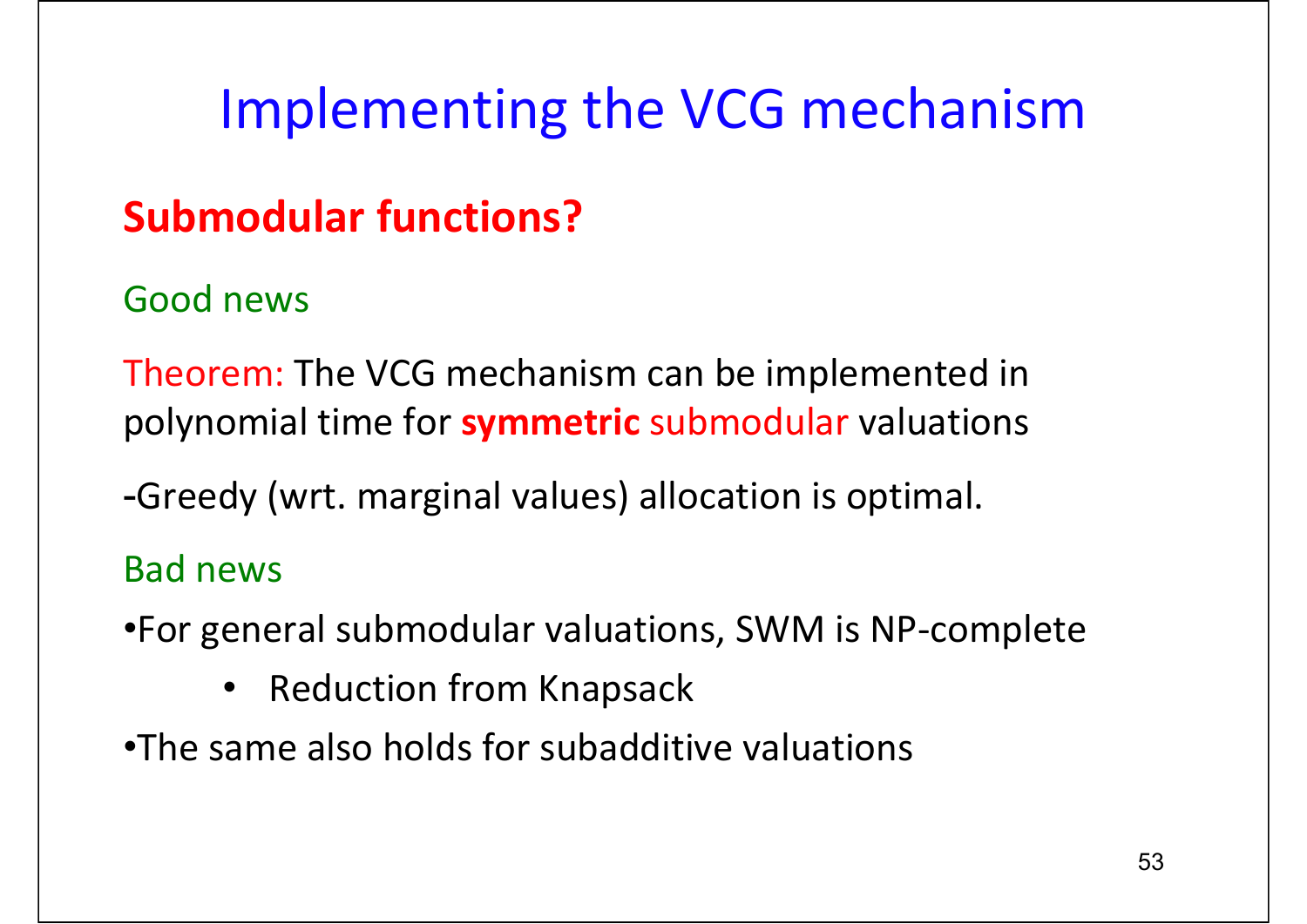# Implementing the VCG mechanism

## Submodular functions?

Good news

Theorem: The VCG mechanism can be implemented in polynomial time for **symmetric** submodular valuations

-Greedy (wrt. marginal values) allocation is optimal.

Bad news

- For general submodular valuations, SWM is NP-complete
  - Reduction from Knapsack
- The same also holds for subadditive valuations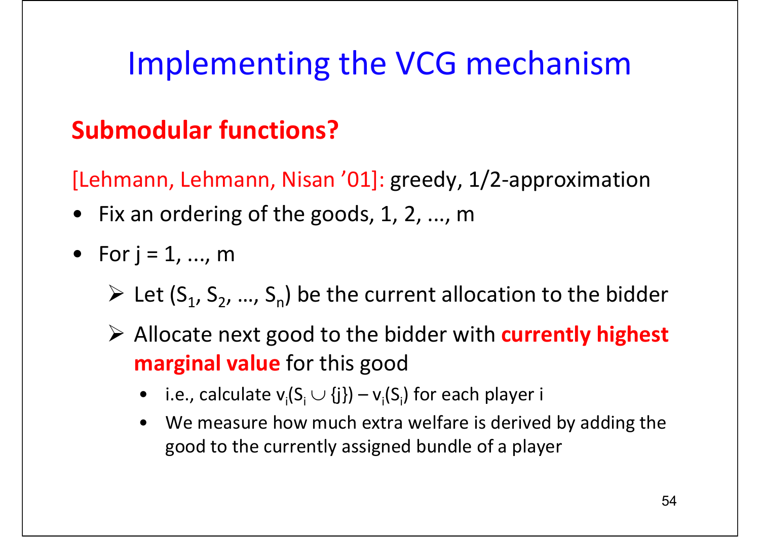# Implementing the VCG mechanism

## Submodular functions?

[Lehmann, Lehmann, Nisan '01]: greedy, 1/2-approximation

- Fix an ordering of the goods, 1, 2, ..., m
- For j = 1, ..., m
  - Let $(S_1, S_2, \ldots, S_n)$ be the current allocation to the bidder
  - Allocate next good to the bidder with **currently highest marginal value** for this good
    - i.e., calculate $v_i(S_i \cup \{j\}) - v_i(S_i)$ for each player i
    - We measure how much extra welfare is derived by adding the good to the currently assigned bundle of a player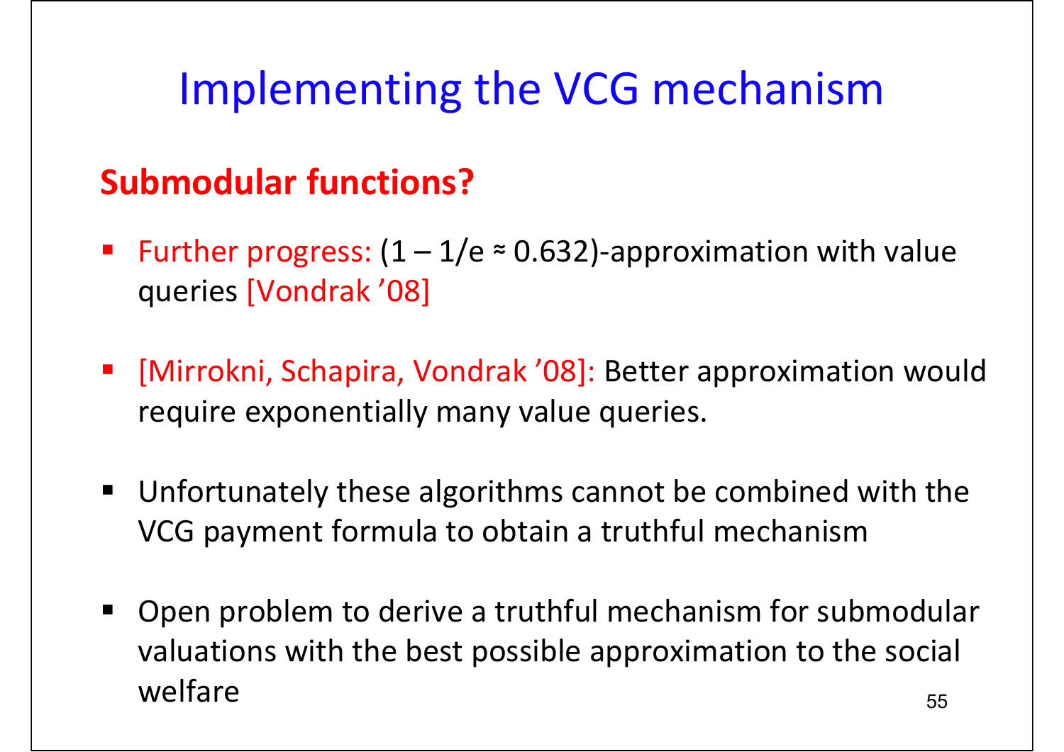# Implementing the VCG mechanism

**Submodular functions?**

- Further progress: ($1 - 1/e \approx 0.632$)-approximation with value queries [Vondrak '08]
- [Mirrokni, Schapira, Vondrak '08]: Better approximation would require exponentially many value queries.
- Unfortunately these algorithms cannot be combined with the VCG payment formula to obtain a truthful mechanism
- Open problem to derive a truthful mechanism for submodular valuations with the best possible approximation to the social welfare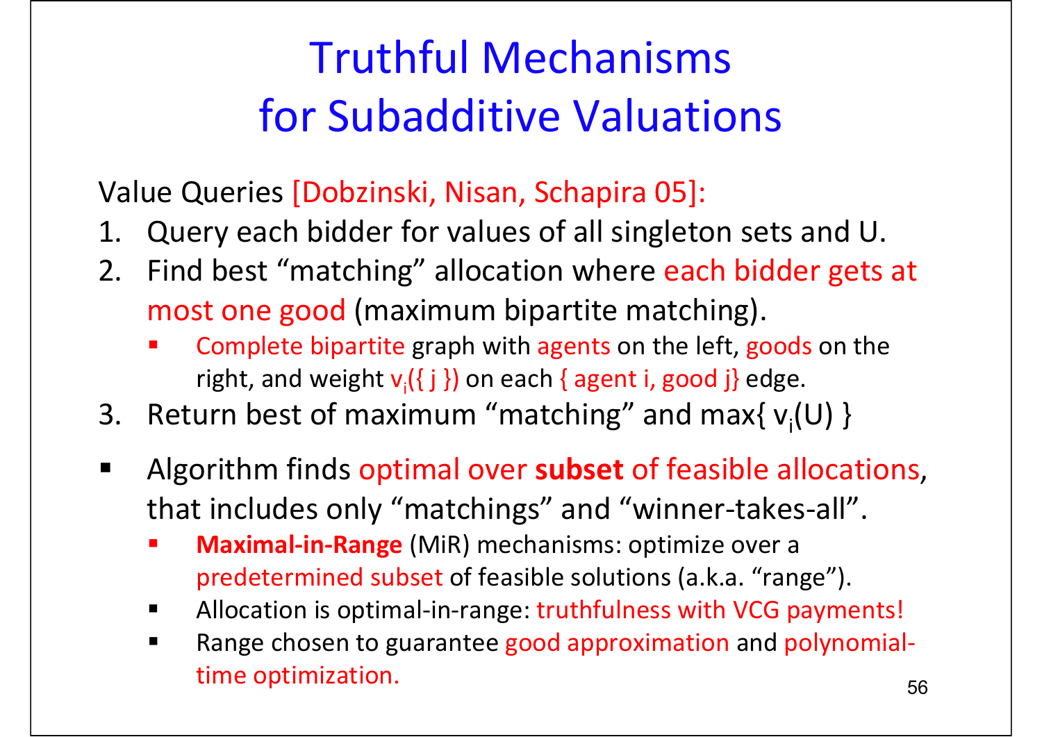# Truthful Mechanisms for Subadditive Valuations

Value Queries [Dobzinski, Nisan, Schapira 05]:

1. Query each bidder for values of all singleton sets and U.
2. Find best "matching" allocation where each bidder gets at most one good (maximum bipartite matching).
   - Complete bipartite graph with agents on the left, goods on the right, and weight $v_i(\{ j \})$ on each { agent i, good j} edge.
3. Return best of maximum "matching" and $\max\{ v_i(U) \}$

- Algorithm finds optimal over **subset** of feasible allocations, that includes only "matchings" and "winner-takes-all".
  - **Maximal-in-Range** (MiR) mechanisms: optimize over a predetermined subset of feasible solutions (a.k.a. "range").
  - Allocation is optimal-in-range: truthfulness with VCG payments!
  - Range chosen to guarantee good approximation and polynomial-time optimization.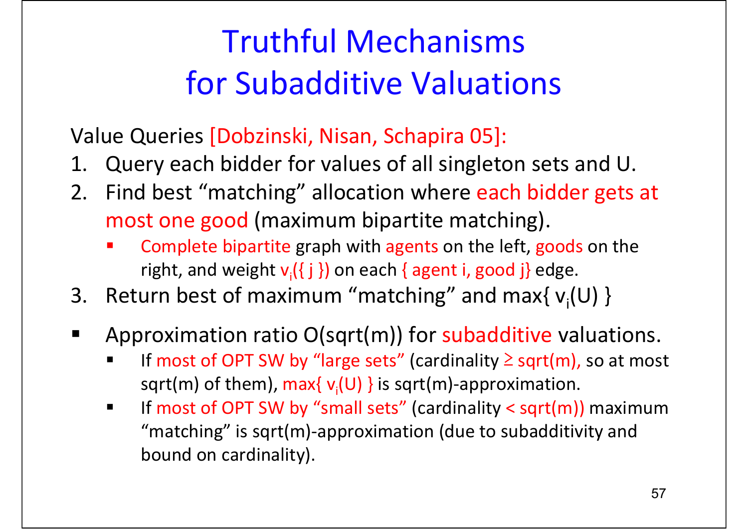# Truthful Mechanisms for Subadditive Valuations

Value Queries [Dobzinski, Nisan, Schapira 05]:

1. Query each bidder for values of all singleton sets and U.
2. Find best "matching" allocation where each bidder gets at most one good (maximum bipartite matching).
   - Complete bipartite graph with agents on the left, goods on the right, and weight $v_i(\{ j \})$ on each { agent i, good j} edge.
3. Return best of maximum "matching" and $\max\{ v_i(U) \}$

- Approximation ratio O(sqrt(m)) for subadditive valuations.
  - If most of OPT SW by "large sets" (cardinality ≥ sqrt(m), so at most sqrt(m) of them), $\max\{ v_i(U) \}$ is sqrt(m)-approximation.
  - If most of OPT SW by "small sets" (cardinality < sqrt(m)) maximum "matching" is sqrt(m)-approximation (due to subadditivity and bound on cardinality).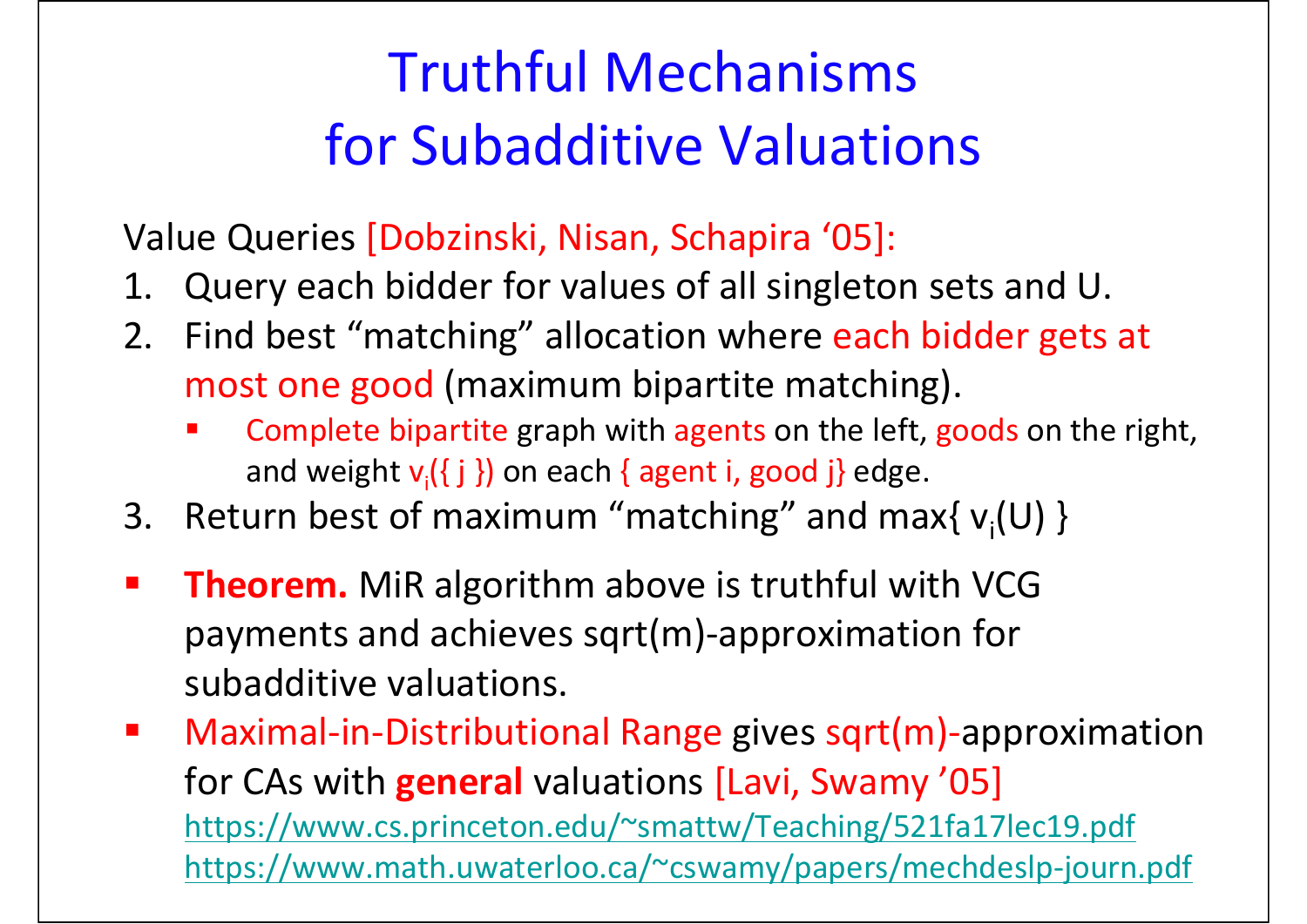# Truthful Mechanisms for Subadditive Valuations

Value Queries [Dobzinski, Nisan, Schapira '05]:

1. Query each bidder for values of all singleton sets and U.
2. Find best "matching" allocation where each bidder gets at most one good (maximum bipartite matching).
   - Complete bipartite graph with agents on the left, goods on the right, and weight $v_i(\{ j \})$ on each { agent i, good j} edge.
3. Return best of maximum "matching" and max{ $v_i(U)$ }

- **Theorem.** MiR algorithm above is truthful with VCG payments and achieves sqrt(m)-approximation for subadditive valuations.
- Maximal-in-Distributional Range gives sqrt(m)-approximation for CAs with **general** valuations [Lavi, Swamy '05]
  https://www.cs.princeton.edu/~smattw/Teaching/521fa17lec19.pdf
  https://www.math.uwaterloo.ca/~cswamy/papers/mechdeslp-journ.pdf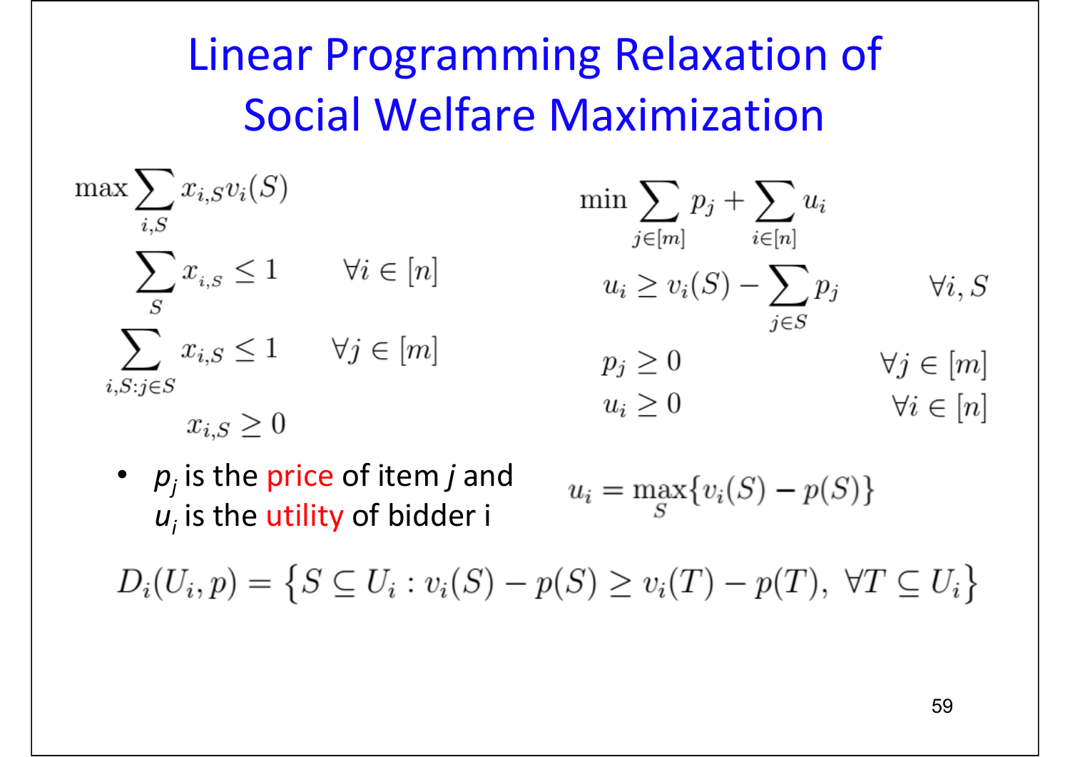# Linear Programming Relaxation of Social Welfare Maximization

$$\max \sum_{i,S} x_{i,S} v_i(S)$$

$$\sum_{S} x_{i,S} \leq 1 \qquad \forall i \in [n]$$

$$\sum_{i,S: j \in S} x_{i,S} \leq 1 \qquad \forall j \in [m]$$

$$x_{i,S} \geq 0$$

$$\min \sum_{j \in [m]} p_j + \sum_{i \in [n]} u_i$$

$$u_i \geq v_i(S) - \sum_{j \in S} p_j \qquad \forall i, S$$

$$p_j \geq 0 \qquad \forall j \in [m]$$

$$u_i \geq 0 \qquad \forall i \in [n]$$

- $p_j$ is the price of item $j$ and $u_i$ is the utility of bidder i

$$u_i = \max_S \{v_i(S) - p(S)\}$$

$$D_i(U_i, p) = \left\{S \subseteq U_i : v_i(S) - p(S) \geq v_i(T) - p(T),\ \forall T \subseteq U_i\right\}$$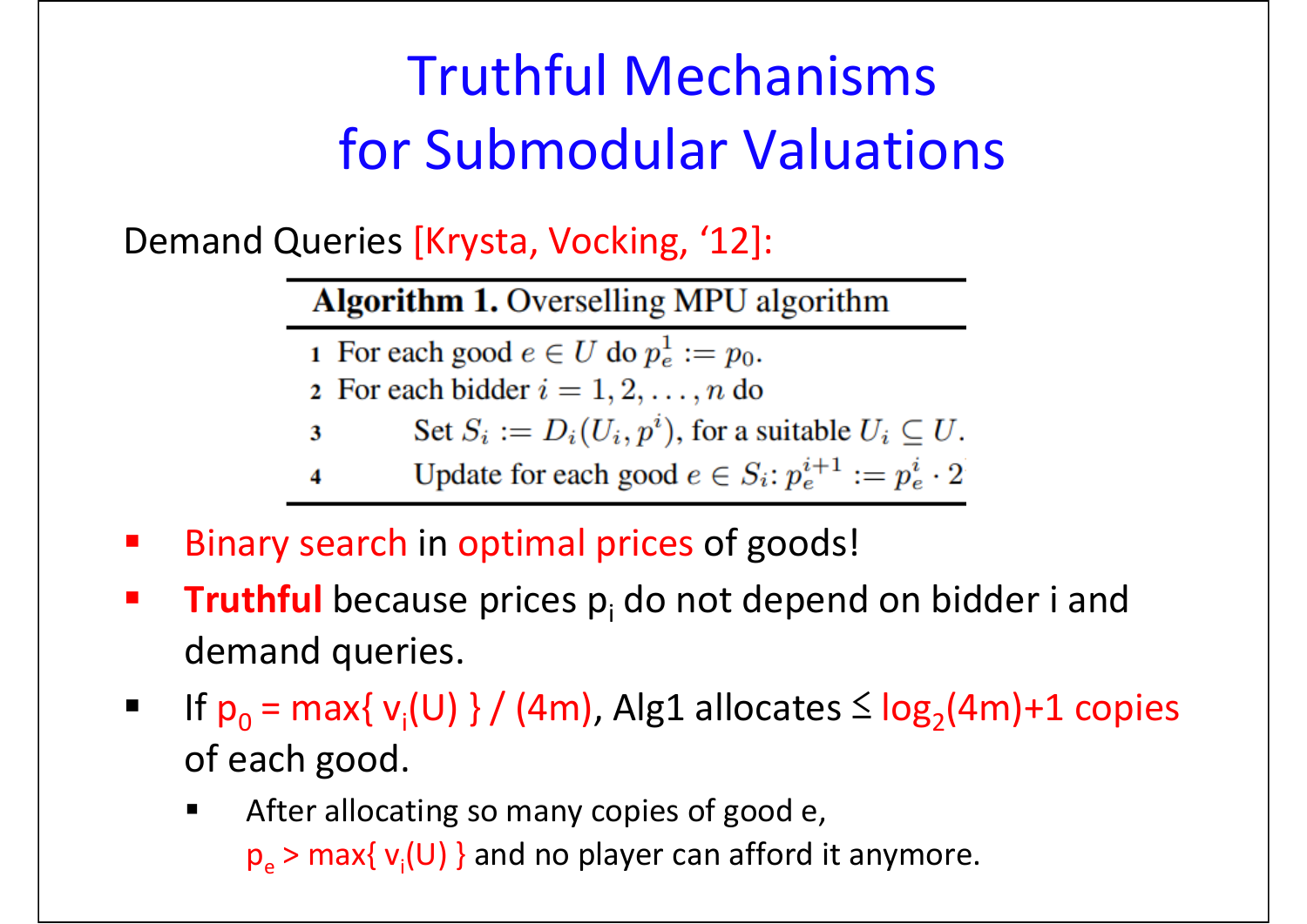# Truthful Mechanisms for Submodular Valuations

Demand Queries [Krysta, Vocking, '12]:

**Algorithm 1.** Overselling MPU algorithm

1. For each good $e \in U$ do $p_e^1 := p_0$.
2. For each bidder $i = 1, 2, \ldots, n$ do
3. Set $S_i := D_i(U_i, p^i)$, for a suitable $U_i \subseteq U$.
4. Update for each good $e \in S_i$: $p_e^{i+1} := p_e^i \cdot 2$

- Binary search in optimal prices of goods!
- **Truthful** because prices $p_i$ do not depend on bidder i and demand queries.
- If $p_0 = \max\{ v_i(U) \} / (4m)$, Alg1 allocates $\leq \log_2(4m)+1$ copies of each good.
  - After allocating so many copies of good e, $p_e > \max\{ v_i(U) \}$ and no player can afford it anymore.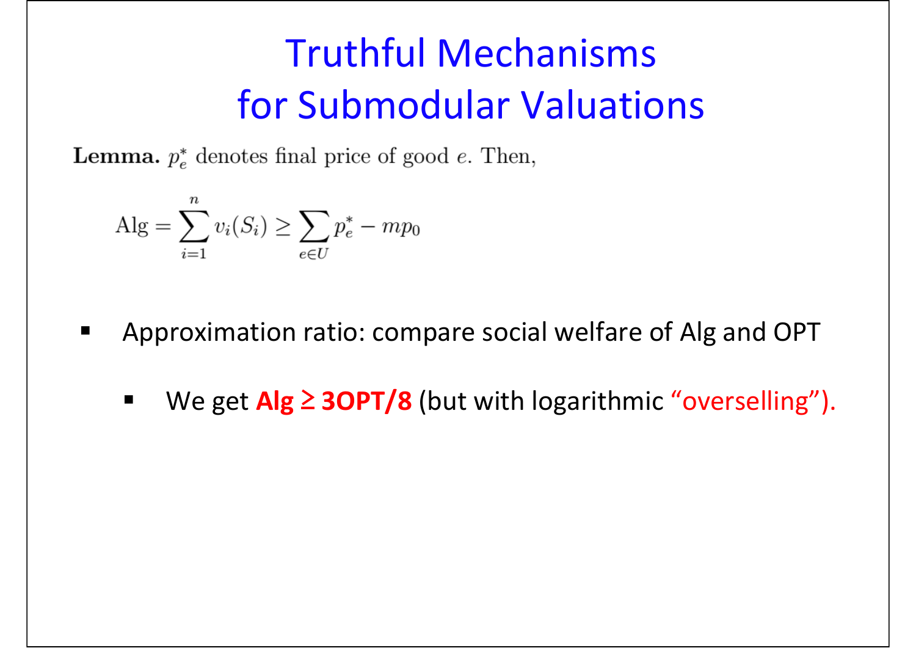# Truthful Mechanisms for Submodular Valuations

**Lemma.** $p_e^*$ denotes final price of good $e$. Then,

$$\text{Alg} = \sum_{i=1}^{n} v_i(S_i) \geq \sum_{e \in U} p_e^* - mp_0$$

- Approximation ratio: compare social welfare of Alg and OPT
  - We get **Alg ≥ 3OPT/8** (but with logarithmic "overselling").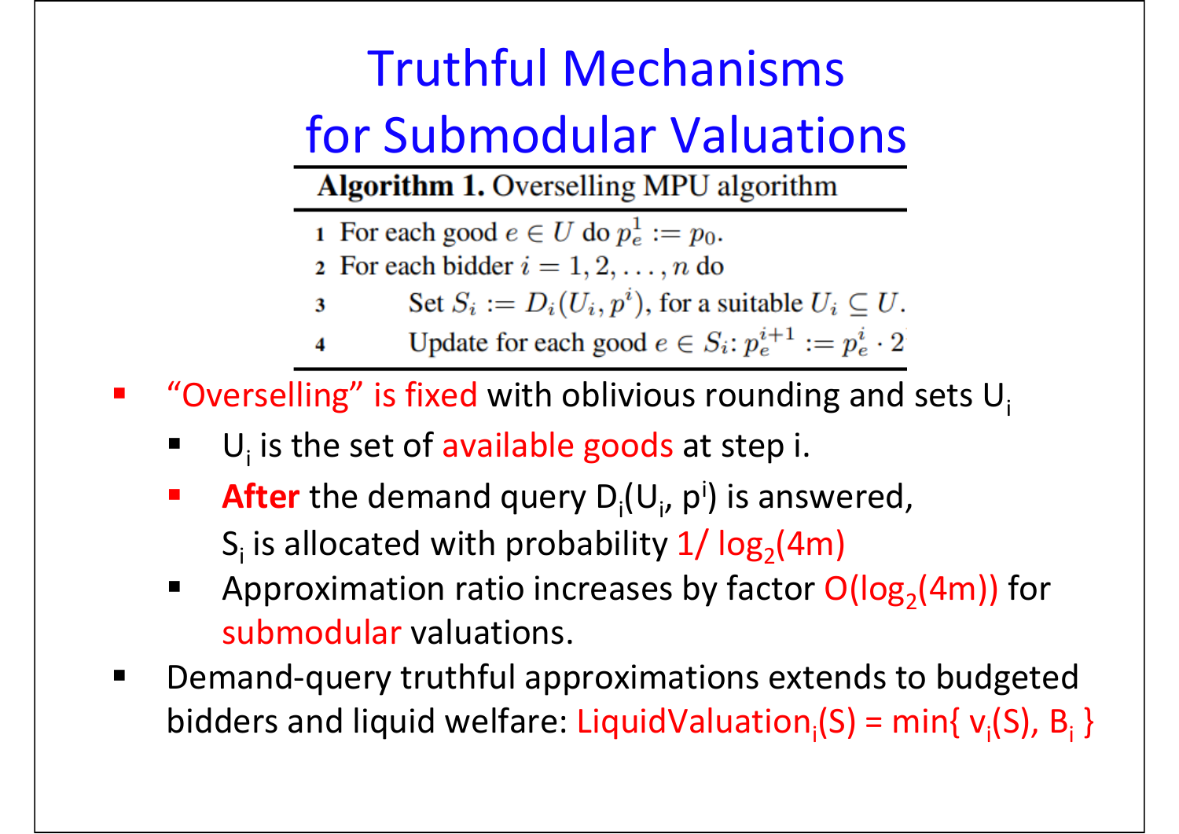# Truthful Mechanisms for Submodular Valuations

**Algorithm 1.** Overselling MPU algorithm

1. For each good $e \in U$ do $p_e^1 := p_0$.
2. For each bidder $i = 1, 2, \ldots, n$ do
3. Set $S_i := D_i(U_i, p^i)$, for a suitable $U_i \subseteq U$.
4. Update for each good $e \in S_i$: $p_e^{i+1} := p_e^i \cdot 2$

- "Overselling" is fixed with oblivious rounding and sets $U_i$
  - $U_i$ is the set of available goods at step i.
  - **After** the demand query $D_i(U_i, p^i)$ is answered, $S_i$ is allocated with probability $1/\log_2(4m)$
  - Approximation ratio increases by factor $O(\log_2(4m))$ for submodular valuations.
- Demand-query truthful approximations extends to budgeted bidders and liquid welfare: $\text{LiquidValuation}_i(S) = \min\{ v_i(S), B_i \}$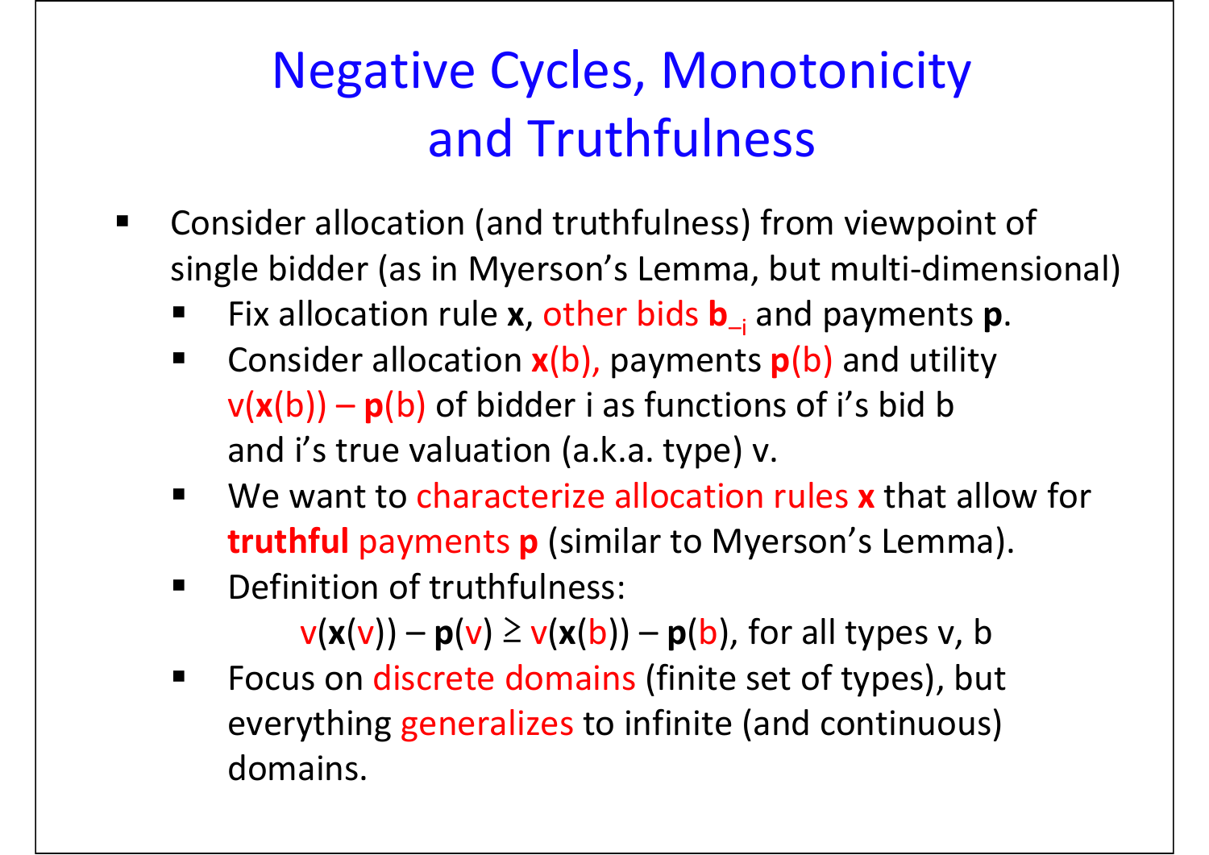# Negative Cycles, Monotonicity and Truthfulness

- Consider allocation (and truthfulness) from viewpoint of single bidder (as in Myerson's Lemma, but multi-dimensional)
  - Fix allocation rule **x**, other bids $\mathbf{b}_{-i}$ and payments **p**.
  - Consider allocation $\mathbf{x}(b)$, payments $\mathbf{p}(b)$ and utility $v(\mathbf{x}(b)) - \mathbf{p}(b)$ of bidder i as functions of i's bid b and i's true valuation (a.k.a. type) v.
  - We want to characterize allocation rules **x** that allow for **truthful** payments **p** (similar to Myerson's Lemma).
  - Definition of truthfulness:

    $$v(\mathbf{x}(v)) - \mathbf{p}(v) \geq v(\mathbf{x}(b)) - \mathbf{p}(b), \text{ for all types } v, b$$

  - Focus on discrete domains (finite set of types), but everything generalizes to infinite (and continuous) domains.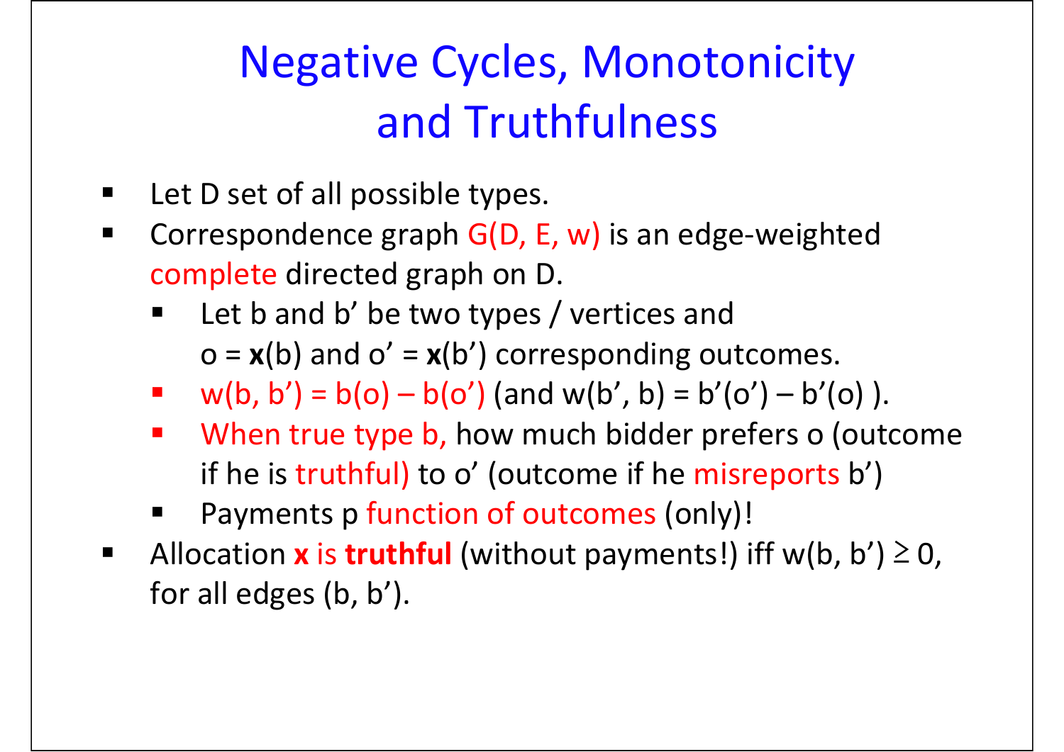# Negative Cycles, Monotonicity and Truthfulness

- Let D set of all possible types.
- Correspondence graph $G(D, E, w)$ is an edge-weighted complete directed graph on D.
  - Let b and b' be two types / vertices and $o = \mathbf{x}(b)$ and $o' = \mathbf{x}(b')$ corresponding outcomes.
  - $w(b, b') = b(o) - b(o')$ (and $w(b', b) = b'(o') - b'(o)$ ).
  - When true type b, how much bidder prefers o (outcome if he is truthful) to o' (outcome if he misreports b')
  - Payments p function of outcomes (only)!
- Allocation **x** is **truthful** (without payments!) iff $w(b, b') \geq 0$, for all edges $(b, b')$.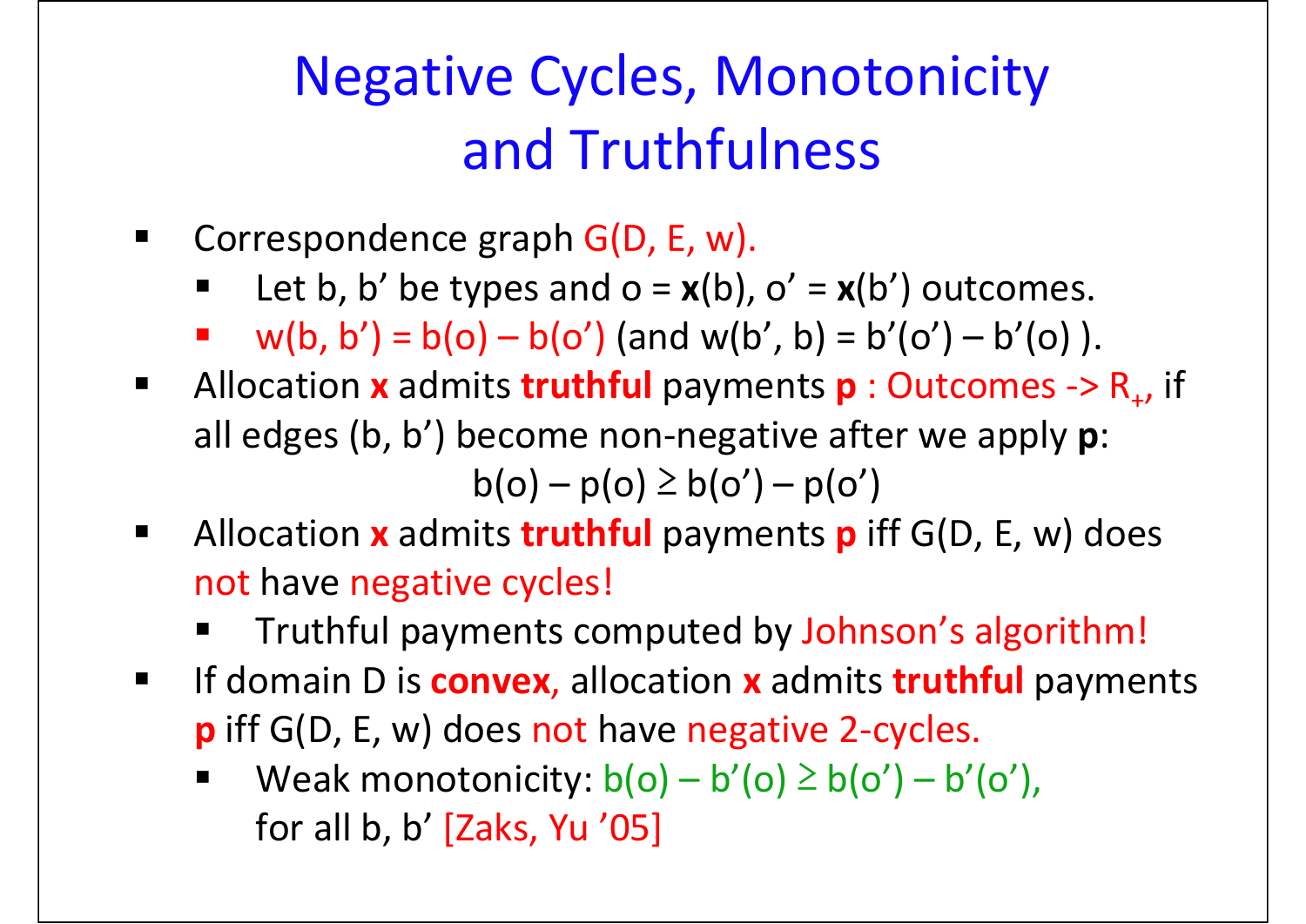# Negative Cycles, Monotonicity and Truthfulness

- Correspondence graph $G(D, E, w)$.
  - Let b, b' be types and $o = \mathbf{x}(b)$, $o' = \mathbf{x}(b')$ outcomes.
  - $w(b, b') = b(o) - b(o')$ (and $w(b', b) = b'(o') - b'(o)$ ).
- Allocation **x** admits **truthful** payments **p** : Outcomes -> $R_+$, if all edges (b, b') become non-negative after we apply **p**:

$$b(o) - p(o) \geq b(o') - p(o')$$

- Allocation **x** admits **truthful** payments **p** iff $G(D, E, w)$ does not have negative cycles!
  - Truthful payments computed by Johnson's algorithm!
- If domain D is **convex**, allocation **x** admits **truthful** payments **p** iff $G(D, E, w)$ does not have negative 2-cycles.
  - Weak monotonicity: $b(o) - b'(o) \geq b(o') - b'(o')$, for all b, b' [Zaks, Yu '05]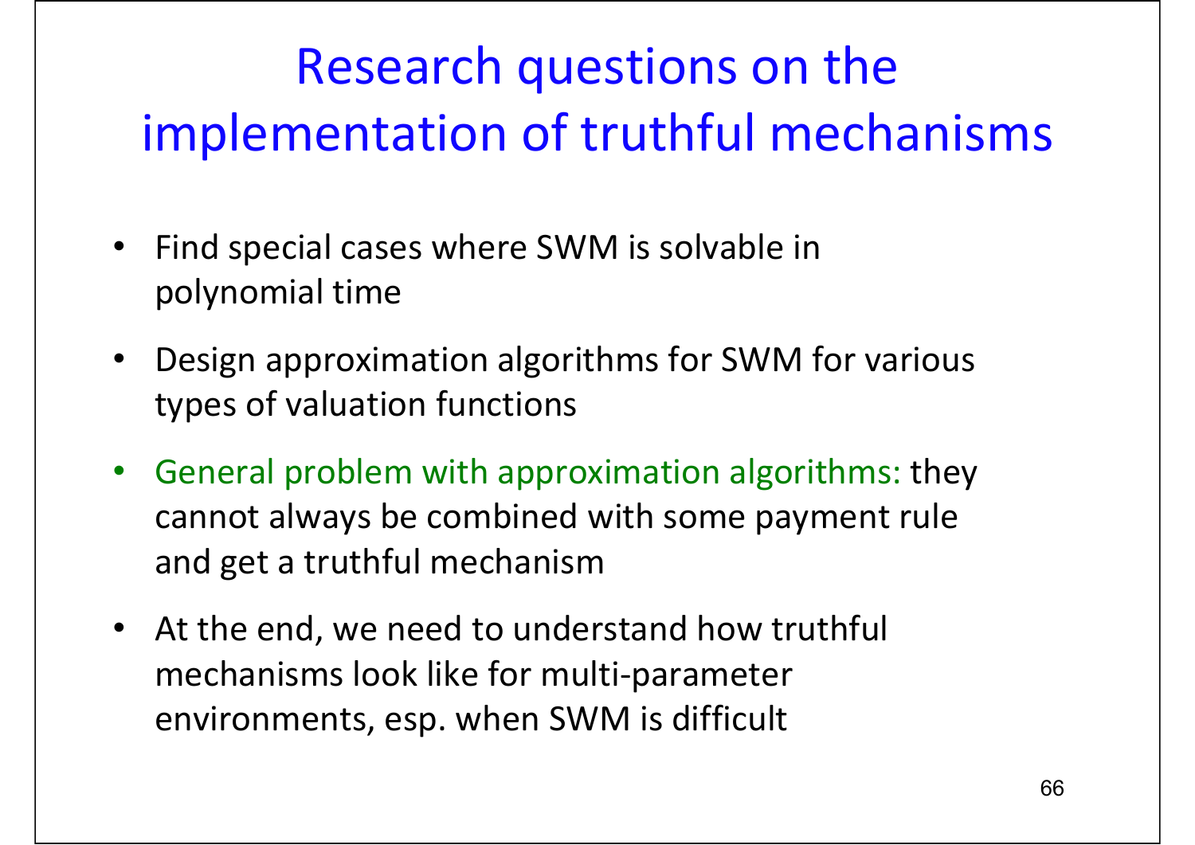# Research questions on the implementation of truthful mechanisms

- Find special cases where SWM is solvable in polynomial time
- Design approximation algorithms for SWM for various types of valuation functions
- General problem with approximation algorithms: they cannot always be combined with some payment rule and get a truthful mechanism
- At the end, we need to understand how truthful mechanisms look like for multi-parameter environments, esp. when SWM is difficult